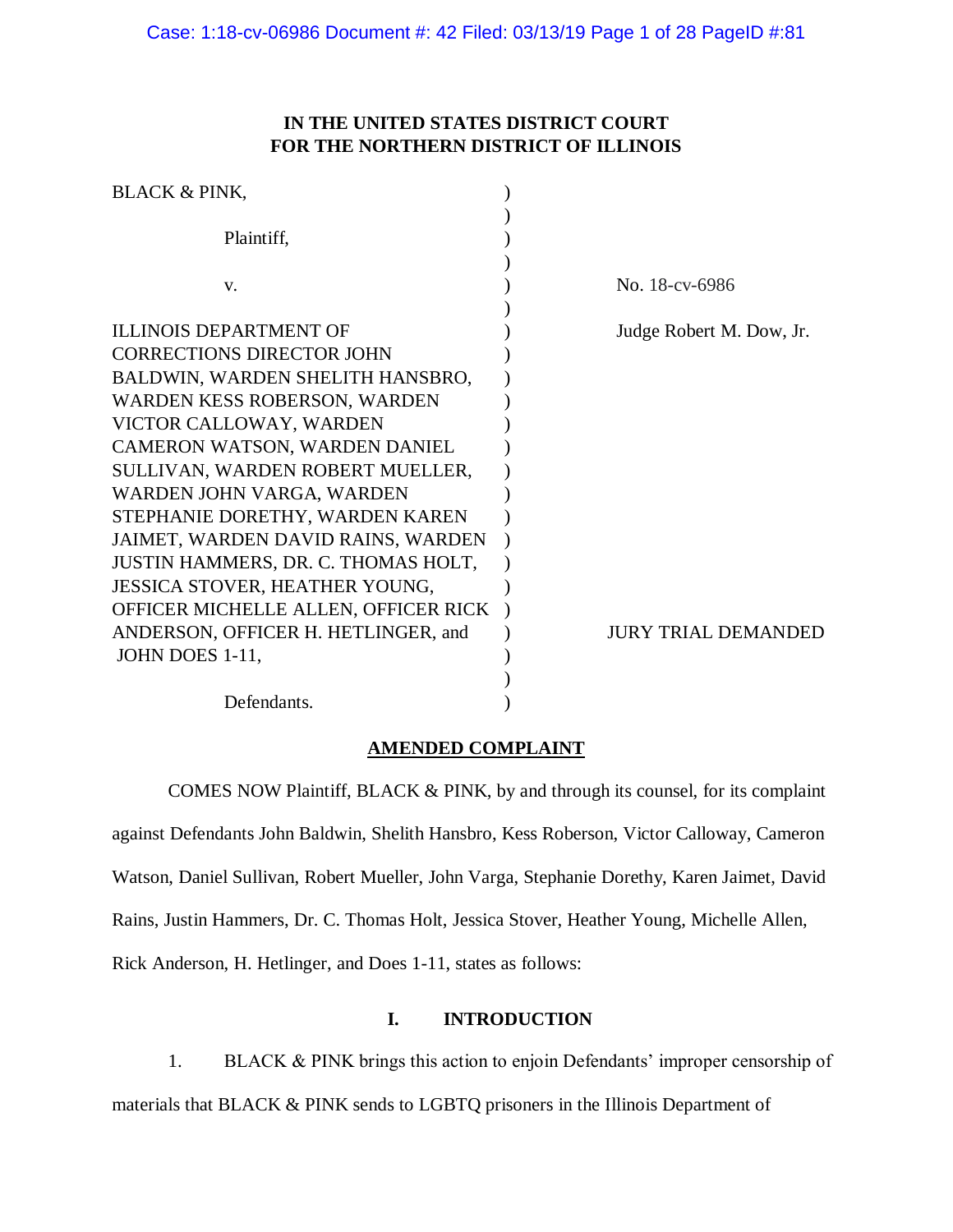**IN THE UNITED STATES DISTRICT COURT**
**FOR THE NORTHERN DISTRICT OF ILLINOIS**

| | | |
|---|---|---|
| BLACK & PINK, | ) | |
| | ) | |
| Plaintiff, | ) | |
| | ) | |
| v. | ) | No. 18-cv-6986 |
| | ) | |
| ILLINOIS DEPARTMENT OF CORRECTIONS DIRECTOR JOHN BALDWIN, WARDEN SHELITH HANSBRO, WARDEN KESS ROBERSON, WARDEN VICTOR CALLOWAY, WARDEN CAMERON WATSON, WARDEN DANIEL SULLIVAN, WARDEN ROBERT MUELLER, WARDEN JOHN VARGA, WARDEN STEPHANIE DORETHY, WARDEN KAREN JAIMET, WARDEN DAVID RAINS, WARDEN JUSTIN HAMMERS, DR. C. THOMAS HOLT, JESSICA STOVER, HEATHER YOUNG, OFFICER MICHELLE ALLEN, OFFICER RICK ANDERSON, OFFICER H. HETLINGER, and JOHN DOES 1-11, | ) | Judge Robert M. Dow, Jr. |
| | ) | JURY TRIAL DEMANDED |
| | ) | |
| Defendants. | ) | |

## AMENDED COMPLAINT

COMES NOW Plaintiff, BLACK & PINK, by and through its counsel, for its complaint against Defendants John Baldwin, Shelith Hansbro, Kess Roberson, Victor Calloway, Cameron Watson, Daniel Sullivan, Robert Mueller, John Varga, Stephanie Dorethy, Karen Jaimet, David Rains, Justin Hammers, Dr. C. Thomas Holt, Jessica Stover, Heather Young, Michelle Allen, Rick Anderson, H. Hetlinger, and Does 1-11, states as follows:

## I. INTRODUCTION

1. BLACK & PINK brings this action to enjoin Defendants' improper censorship of materials that BLACK & PINK sends to LGBTQ prisoners in the Illinois Department of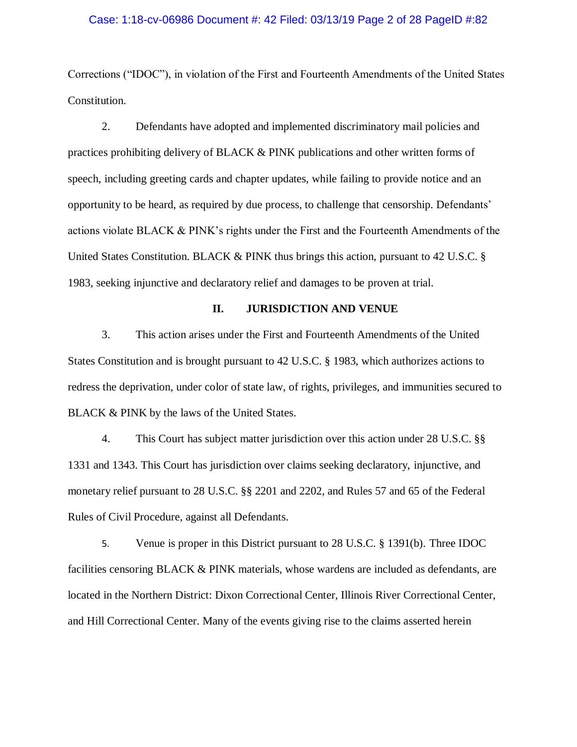Corrections ("IDOC"), in violation of the First and Fourteenth Amendments of the United States Constitution.

2. Defendants have adopted and implemented discriminatory mail policies and practices prohibiting delivery of BLACK & PINK publications and other written forms of speech, including greeting cards and chapter updates, while failing to provide notice and an opportunity to be heard, as required by due process, to challenge that censorship. Defendants' actions violate BLACK & PINK's rights under the First and the Fourteenth Amendments of the United States Constitution. BLACK & PINK thus brings this action, pursuant to 42 U.S.C. § 1983, seeking injunctive and declaratory relief and damages to be proven at trial.

## II. JURISDICTION AND VENUE

3. This action arises under the First and Fourteenth Amendments of the United States Constitution and is brought pursuant to 42 U.S.C. § 1983, which authorizes actions to redress the deprivation, under color of state law, of rights, privileges, and immunities secured to BLACK & PINK by the laws of the United States.

4. This Court has subject matter jurisdiction over this action under 28 U.S.C. §§ 1331 and 1343. This Court has jurisdiction over claims seeking declaratory, injunctive, and monetary relief pursuant to 28 U.S.C. §§ 2201 and 2202, and Rules 57 and 65 of the Federal Rules of Civil Procedure, against all Defendants.

5. Venue is proper in this District pursuant to 28 U.S.C. § 1391(b). Three IDOC facilities censoring BLACK & PINK materials, whose wardens are included as defendants, are located in the Northern District: Dixon Correctional Center, Illinois River Correctional Center, and Hill Correctional Center. Many of the events giving rise to the claims asserted herein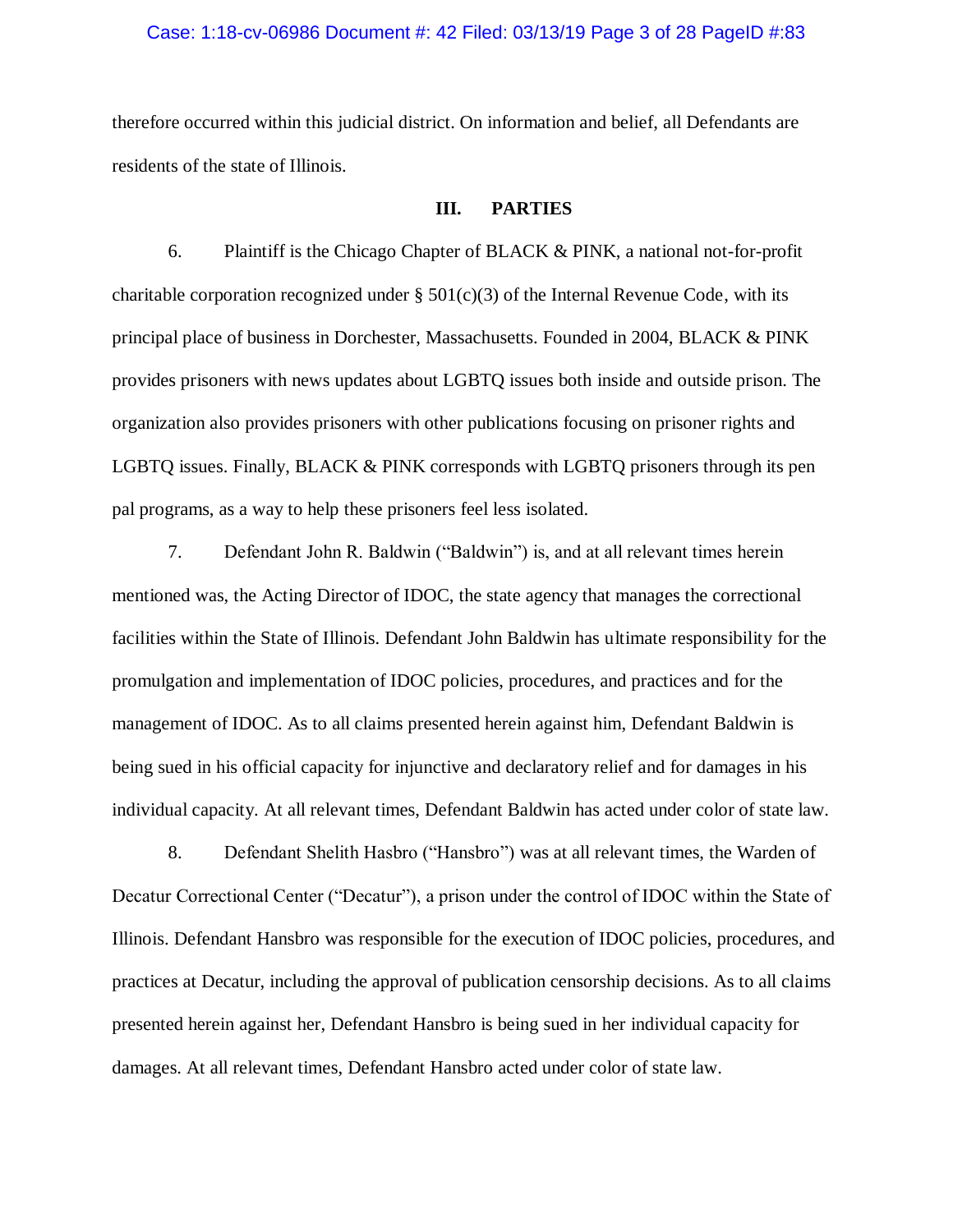therefore occurred within this judicial district. On information and belief, all Defendants are residents of the state of Illinois.

## III. PARTIES

6. Plaintiff is the Chicago Chapter of BLACK & PINK, a national not-for-profit charitable corporation recognized under § 501(c)(3) of the Internal Revenue Code, with its principal place of business in Dorchester, Massachusetts. Founded in 2004, BLACK & PINK provides prisoners with news updates about LGBTQ issues both inside and outside prison. The organization also provides prisoners with other publications focusing on prisoner rights and LGBTQ issues. Finally, BLACK & PINK corresponds with LGBTQ prisoners through its pen pal programs, as a way to help these prisoners feel less isolated.

7. Defendant John R. Baldwin ("Baldwin") is, and at all relevant times herein mentioned was, the Acting Director of IDOC, the state agency that manages the correctional facilities within the State of Illinois. Defendant John Baldwin has ultimate responsibility for the promulgation and implementation of IDOC policies, procedures, and practices and for the management of IDOC. As to all claims presented herein against him, Defendant Baldwin is being sued in his official capacity for injunctive and declaratory relief and for damages in his individual capacity. At all relevant times, Defendant Baldwin has acted under color of state law.

8. Defendant Shelith Hasbro ("Hansbro") was at all relevant times, the Warden of Decatur Correctional Center ("Decatur"), a prison under the control of IDOC within the State of Illinois. Defendant Hansbro was responsible for the execution of IDOC policies, procedures, and practices at Decatur, including the approval of publication censorship decisions. As to all claims presented herein against her, Defendant Hansbro is being sued in her individual capacity for damages. At all relevant times, Defendant Hansbro acted under color of state law.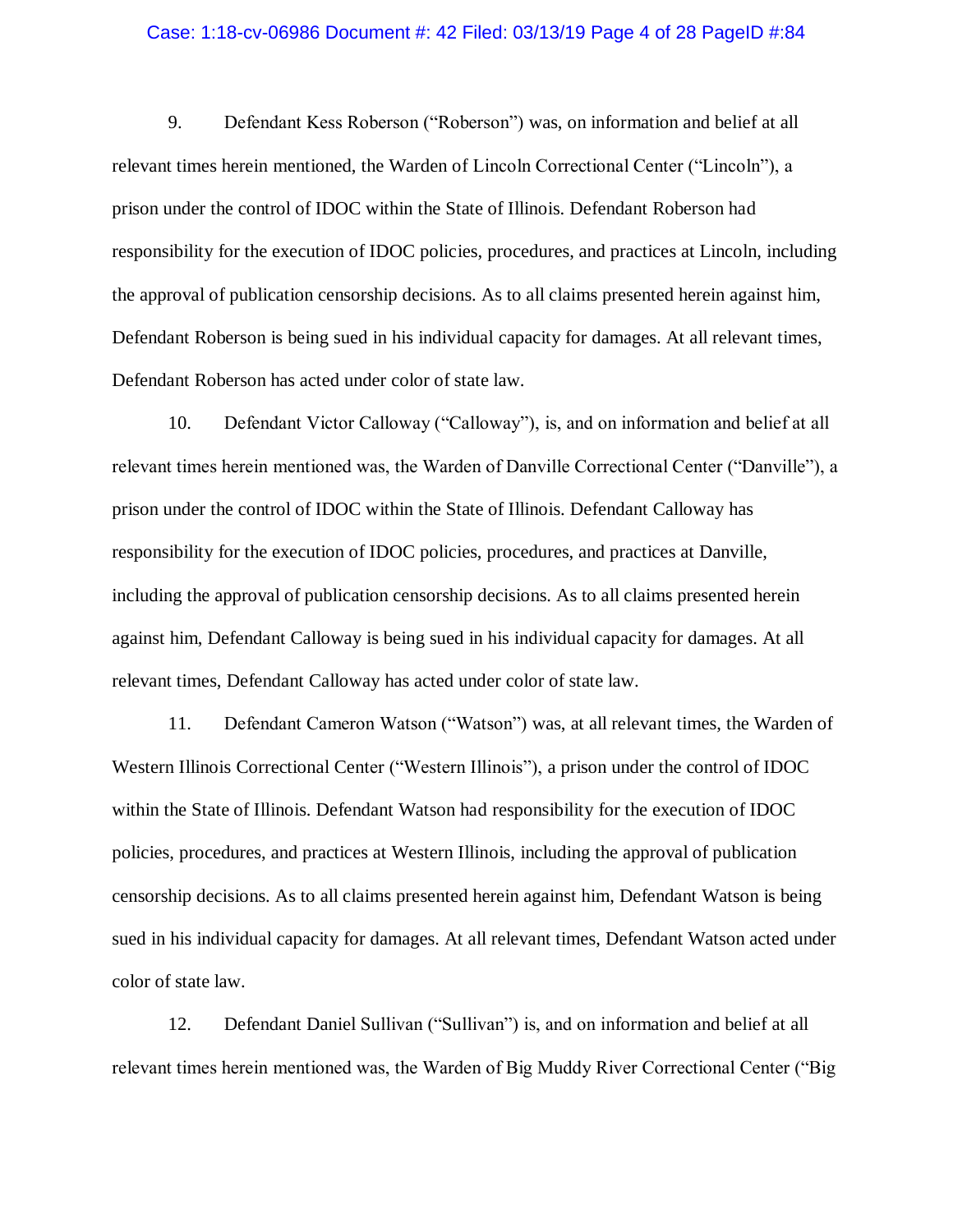9. Defendant Kess Roberson ("Roberson") was, on information and belief at all relevant times herein mentioned, the Warden of Lincoln Correctional Center ("Lincoln"), a prison under the control of IDOC within the State of Illinois. Defendant Roberson had responsibility for the execution of IDOC policies, procedures, and practices at Lincoln, including the approval of publication censorship decisions. As to all claims presented herein against him, Defendant Roberson is being sued in his individual capacity for damages. At all relevant times, Defendant Roberson has acted under color of state law.

10. Defendant Victor Calloway ("Calloway"), is, and on information and belief at all relevant times herein mentioned was, the Warden of Danville Correctional Center ("Danville"), a prison under the control of IDOC within the State of Illinois. Defendant Calloway has responsibility for the execution of IDOC policies, procedures, and practices at Danville, including the approval of publication censorship decisions. As to all claims presented herein against him, Defendant Calloway is being sued in his individual capacity for damages. At all relevant times, Defendant Calloway has acted under color of state law.

11. Defendant Cameron Watson ("Watson") was, at all relevant times, the Warden of Western Illinois Correctional Center ("Western Illinois"), a prison under the control of IDOC within the State of Illinois. Defendant Watson had responsibility for the execution of IDOC policies, procedures, and practices at Western Illinois, including the approval of publication censorship decisions. As to all claims presented herein against him, Defendant Watson is being sued in his individual capacity for damages. At all relevant times, Defendant Watson acted under color of state law.

12. Defendant Daniel Sullivan ("Sullivan") is, and on information and belief at all relevant times herein mentioned was, the Warden of Big Muddy River Correctional Center ("Big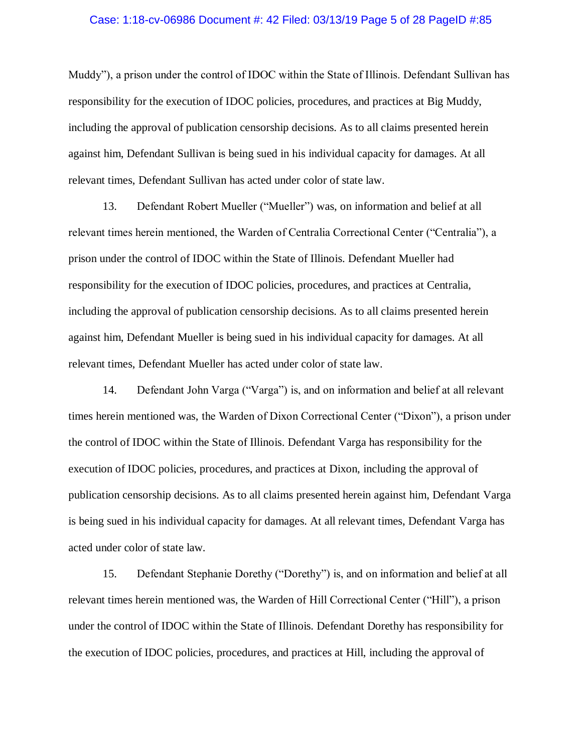Muddy"), a prison under the control of IDOC within the State of Illinois. Defendant Sullivan has responsibility for the execution of IDOC policies, procedures, and practices at Big Muddy, including the approval of publication censorship decisions. As to all claims presented herein against him, Defendant Sullivan is being sued in his individual capacity for damages. At all relevant times, Defendant Sullivan has acted under color of state law.

13. Defendant Robert Mueller ("Mueller") was, on information and belief at all relevant times herein mentioned, the Warden of Centralia Correctional Center ("Centralia"), a prison under the control of IDOC within the State of Illinois. Defendant Mueller had responsibility for the execution of IDOC policies, procedures, and practices at Centralia, including the approval of publication censorship decisions. As to all claims presented herein against him, Defendant Mueller is being sued in his individual capacity for damages. At all relevant times, Defendant Mueller has acted under color of state law.

14. Defendant John Varga ("Varga") is, and on information and belief at all relevant times herein mentioned was, the Warden of Dixon Correctional Center ("Dixon"), a prison under the control of IDOC within the State of Illinois. Defendant Varga has responsibility for the execution of IDOC policies, procedures, and practices at Dixon, including the approval of publication censorship decisions. As to all claims presented herein against him, Defendant Varga is being sued in his individual capacity for damages. At all relevant times, Defendant Varga has acted under color of state law.

15. Defendant Stephanie Dorethy ("Dorethy") is, and on information and belief at all relevant times herein mentioned was, the Warden of Hill Correctional Center ("Hill"), a prison under the control of IDOC within the State of Illinois. Defendant Dorethy has responsibility for the execution of IDOC policies, procedures, and practices at Hill, including the approval of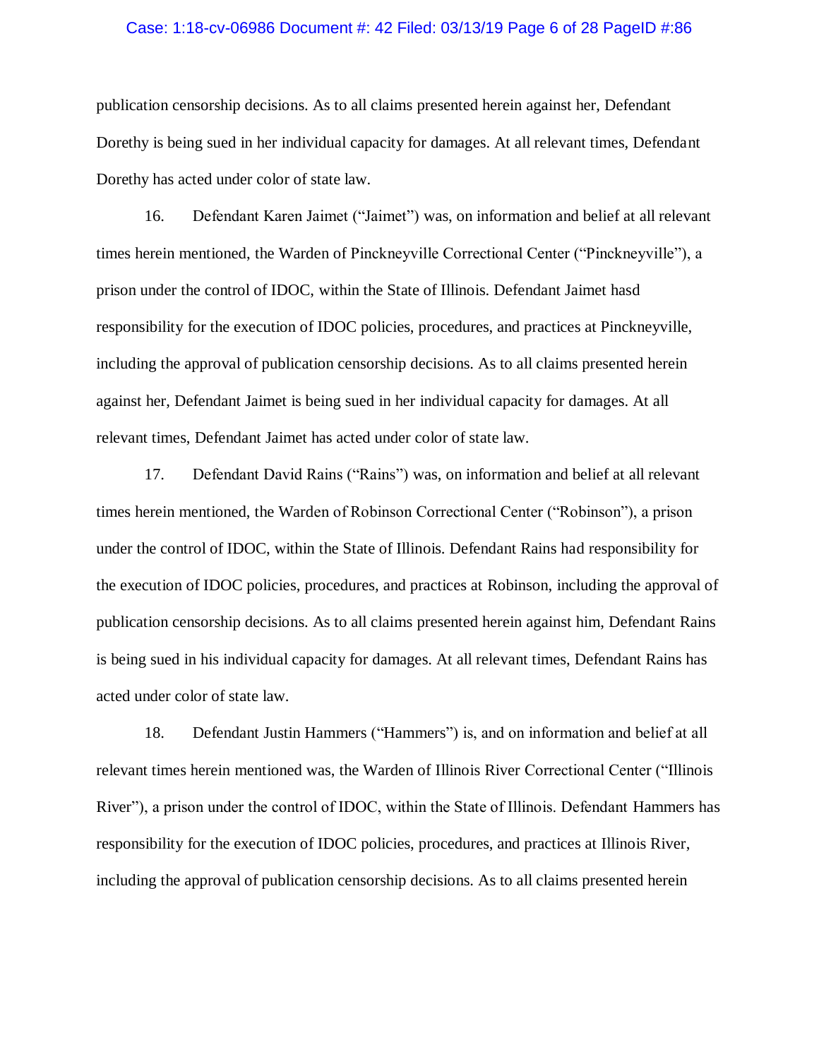publication censorship decisions. As to all claims presented herein against her, Defendant Dorethy is being sued in her individual capacity for damages. At all relevant times, Defendant Dorethy has acted under color of state law.

16. Defendant Karen Jaimet ("Jaimet") was, on information and belief at all relevant times herein mentioned, the Warden of Pinckneyville Correctional Center ("Pinckneyville"), a prison under the control of IDOC, within the State of Illinois. Defendant Jaimet hasd responsibility for the execution of IDOC policies, procedures, and practices at Pinckneyville, including the approval of publication censorship decisions. As to all claims presented herein against her, Defendant Jaimet is being sued in her individual capacity for damages. At all relevant times, Defendant Jaimet has acted under color of state law.

17. Defendant David Rains ("Rains") was, on information and belief at all relevant times herein mentioned, the Warden of Robinson Correctional Center ("Robinson"), a prison under the control of IDOC, within the State of Illinois. Defendant Rains had responsibility for the execution of IDOC policies, procedures, and practices at Robinson, including the approval of publication censorship decisions. As to all claims presented herein against him, Defendant Rains is being sued in his individual capacity for damages. At all relevant times, Defendant Rains has acted under color of state law.

18. Defendant Justin Hammers ("Hammers") is, and on information and belief at all relevant times herein mentioned was, the Warden of Illinois River Correctional Center ("Illinois River"), a prison under the control of IDOC, within the State of Illinois. Defendant Hammers has responsibility for the execution of IDOC policies, procedures, and practices at Illinois River, including the approval of publication censorship decisions. As to all claims presented herein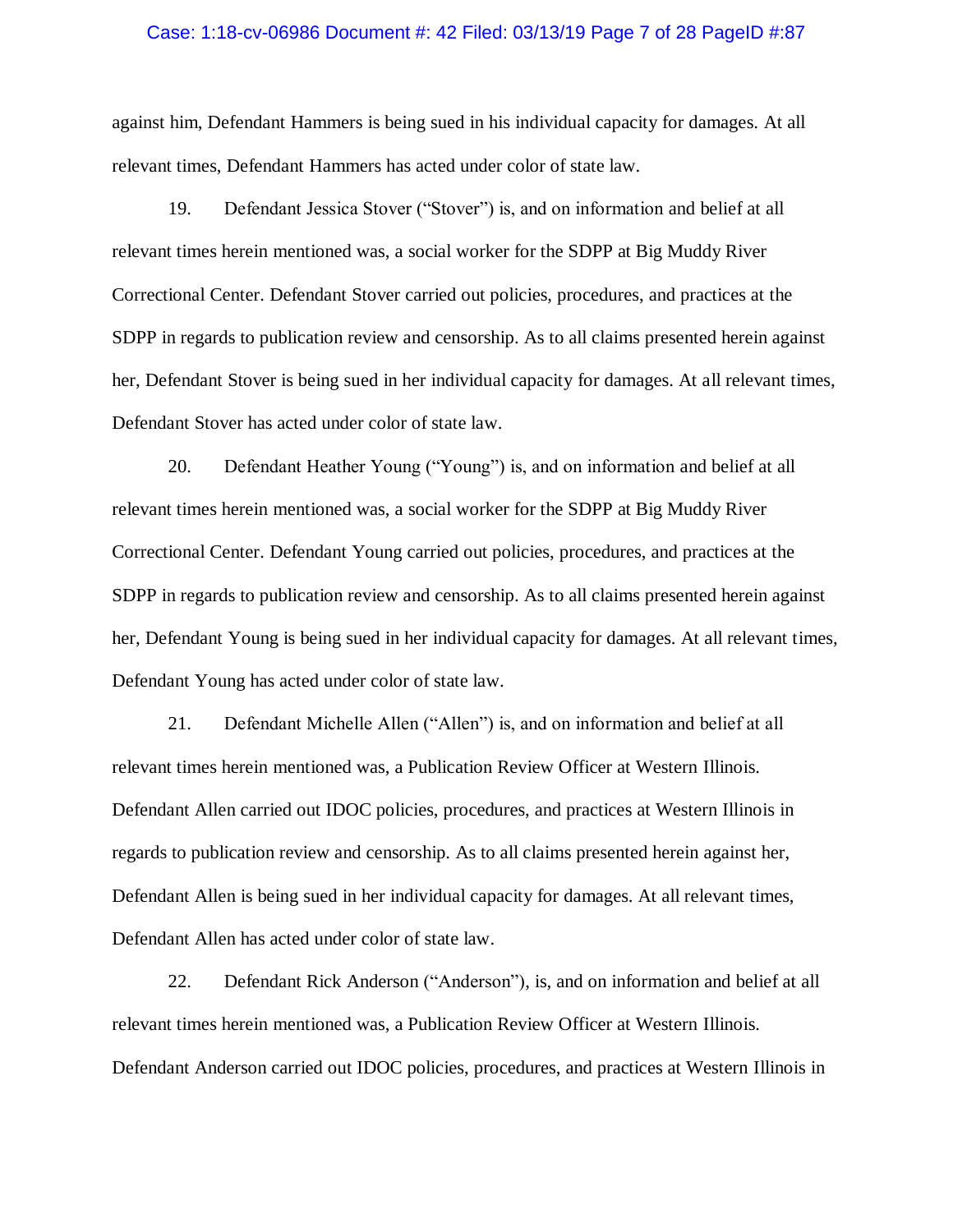against him, Defendant Hammers is being sued in his individual capacity for damages. At all relevant times, Defendant Hammers has acted under color of state law.

19. Defendant Jessica Stover ("Stover") is, and on information and belief at all relevant times herein mentioned was, a social worker for the SDPP at Big Muddy River Correctional Center. Defendant Stover carried out policies, procedures, and practices at the SDPP in regards to publication review and censorship. As to all claims presented herein against her, Defendant Stover is being sued in her individual capacity for damages. At all relevant times, Defendant Stover has acted under color of state law.

20. Defendant Heather Young ("Young") is, and on information and belief at all relevant times herein mentioned was, a social worker for the SDPP at Big Muddy River Correctional Center. Defendant Young carried out policies, procedures, and practices at the SDPP in regards to publication review and censorship. As to all claims presented herein against her, Defendant Young is being sued in her individual capacity for damages. At all relevant times, Defendant Young has acted under color of state law.

21. Defendant Michelle Allen ("Allen") is, and on information and belief at all relevant times herein mentioned was, a Publication Review Officer at Western Illinois. Defendant Allen carried out IDOC policies, procedures, and practices at Western Illinois in regards to publication review and censorship. As to all claims presented herein against her, Defendant Allen is being sued in her individual capacity for damages. At all relevant times, Defendant Allen has acted under color of state law.

22. Defendant Rick Anderson ("Anderson"), is, and on information and belief at all relevant times herein mentioned was, a Publication Review Officer at Western Illinois. Defendant Anderson carried out IDOC policies, procedures, and practices at Western Illinois in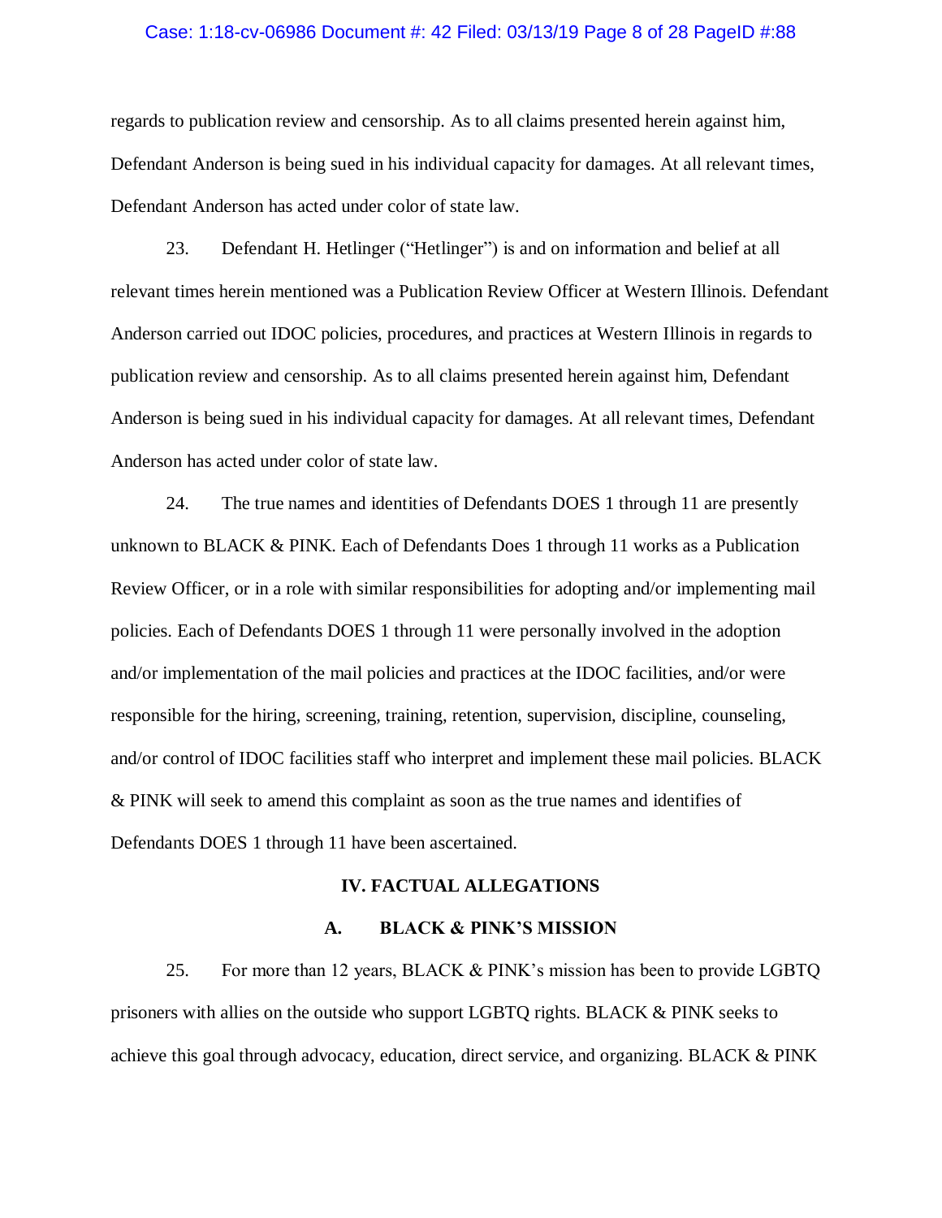regards to publication review and censorship. As to all claims presented herein against him, Defendant Anderson is being sued in his individual capacity for damages. At all relevant times, Defendant Anderson has acted under color of state law.

23. Defendant H. Hetlinger ("Hetlinger") is and on information and belief at all relevant times herein mentioned was a Publication Review Officer at Western Illinois. Defendant Anderson carried out IDOC policies, procedures, and practices at Western Illinois in regards to publication review and censorship. As to all claims presented herein against him, Defendant Anderson is being sued in his individual capacity for damages. At all relevant times, Defendant Anderson has acted under color of state law.

24. The true names and identities of Defendants DOES 1 through 11 are presently unknown to BLACK & PINK. Each of Defendants Does 1 through 11 works as a Publication Review Officer, or in a role with similar responsibilities for adopting and/or implementing mail policies. Each of Defendants DOES 1 through 11 were personally involved in the adoption and/or implementation of the mail policies and practices at the IDOC facilities, and/or were responsible for the hiring, screening, training, retention, supervision, discipline, counseling, and/or control of IDOC facilities staff who interpret and implement these mail policies. BLACK & PINK will seek to amend this complaint as soon as the true names and identifies of Defendants DOES 1 through 11 have been ascertained.

## IV. FACTUAL ALLEGATIONS

### A. BLACK & PINK'S MISSION

25. For more than 12 years, BLACK & PINK's mission has been to provide LGBTQ prisoners with allies on the outside who support LGBTQ rights. BLACK & PINK seeks to achieve this goal through advocacy, education, direct service, and organizing. BLACK & PINK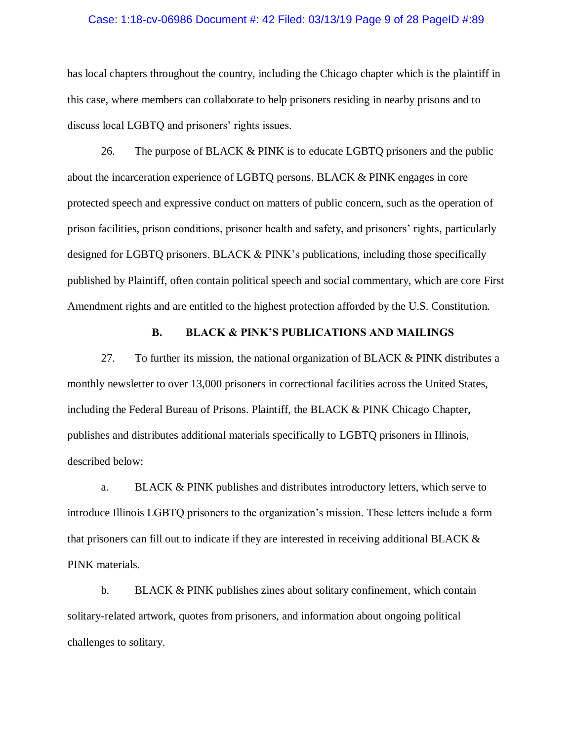has local chapters throughout the country, including the Chicago chapter which is the plaintiff in this case, where members can collaborate to help prisoners residing in nearby prisons and to discuss local LGBTQ and prisoners' rights issues.

26. The purpose of BLACK & PINK is to educate LGBTQ prisoners and the public about the incarceration experience of LGBTQ persons. BLACK & PINK engages in core protected speech and expressive conduct on matters of public concern, such as the operation of prison facilities, prison conditions, prisoner health and safety, and prisoners' rights, particularly designed for LGBTQ prisoners. BLACK & PINK's publications, including those specifically published by Plaintiff, often contain political speech and social commentary, which are core First Amendment rights and are entitled to the highest protection afforded by the U.S. Constitution.

### B. BLACK & PINK'S PUBLICATIONS AND MAILINGS

27. To further its mission, the national organization of BLACK & PINK distributes a monthly newsletter to over 13,000 prisoners in correctional facilities across the United States, including the Federal Bureau of Prisons. Plaintiff, the BLACK & PINK Chicago Chapter, publishes and distributes additional materials specifically to LGBTQ prisoners in Illinois, described below:

a. BLACK & PINK publishes and distributes introductory letters, which serve to introduce Illinois LGBTQ prisoners to the organization's mission. These letters include a form that prisoners can fill out to indicate if they are interested in receiving additional BLACK & PINK materials.

b. BLACK & PINK publishes zines about solitary confinement, which contain solitary-related artwork, quotes from prisoners, and information about ongoing political challenges to solitary.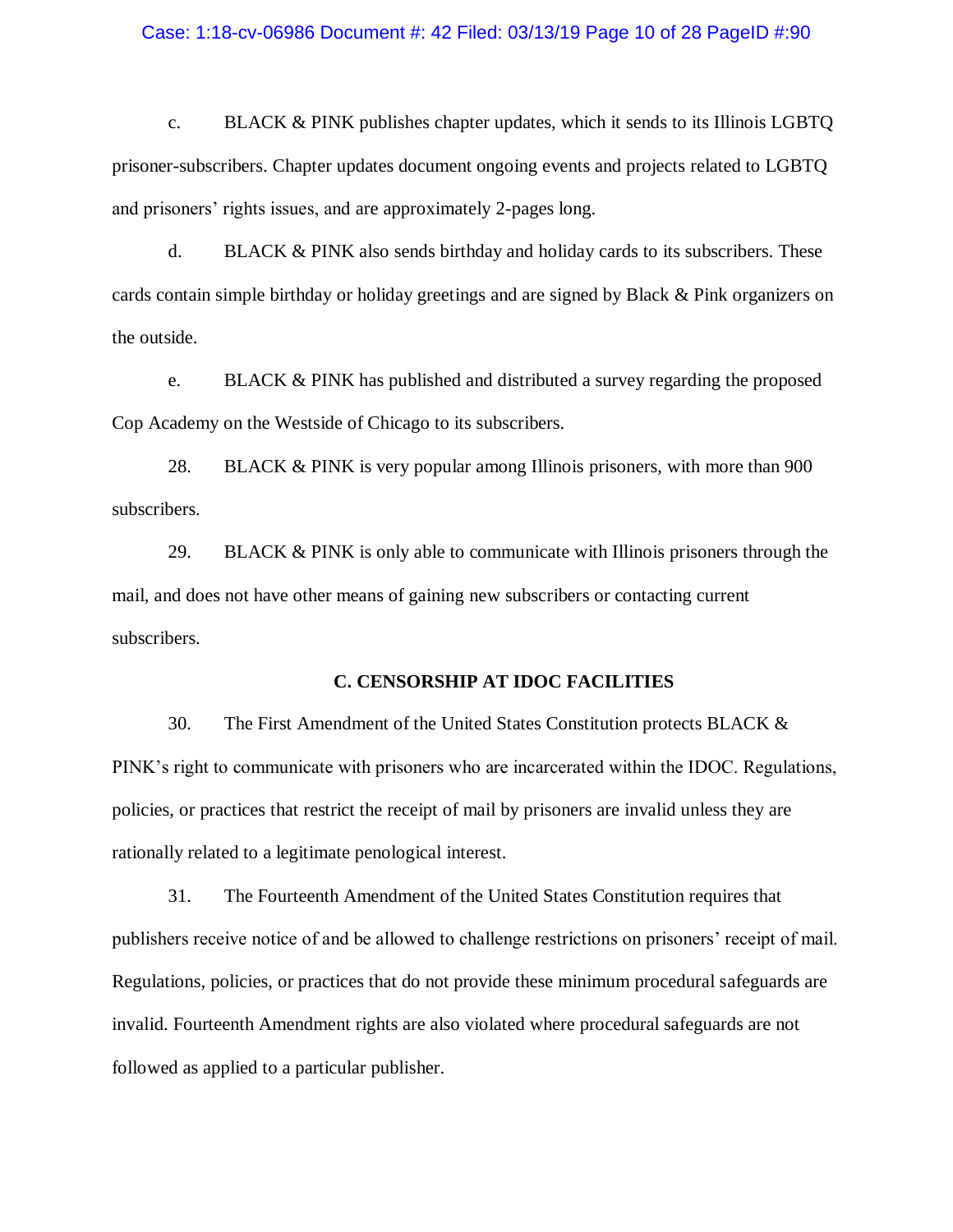c. BLACK & PINK publishes chapter updates, which it sends to its Illinois LGBTQ prisoner-subscribers. Chapter updates document ongoing events and projects related to LGBTQ and prisoners' rights issues, and are approximately 2-pages long.

d. BLACK & PINK also sends birthday and holiday cards to its subscribers. These cards contain simple birthday or holiday greetings and are signed by Black & Pink organizers on the outside.

e. BLACK & PINK has published and distributed a survey regarding the proposed Cop Academy on the Westside of Chicago to its subscribers.

28. BLACK & PINK is very popular among Illinois prisoners, with more than 900 subscribers.

29. BLACK & PINK is only able to communicate with Illinois prisoners through the mail, and does not have other means of gaining new subscribers or contacting current subscribers.

### C. CENSORSHIP AT IDOC FACILITIES

30. The First Amendment of the United States Constitution protects BLACK & PINK's right to communicate with prisoners who are incarcerated within the IDOC. Regulations, policies, or practices that restrict the receipt of mail by prisoners are invalid unless they are rationally related to a legitimate penological interest.

31. The Fourteenth Amendment of the United States Constitution requires that publishers receive notice of and be allowed to challenge restrictions on prisoners' receipt of mail. Regulations, policies, or practices that do not provide these minimum procedural safeguards are invalid. Fourteenth Amendment rights are also violated where procedural safeguards are not followed as applied to a particular publisher.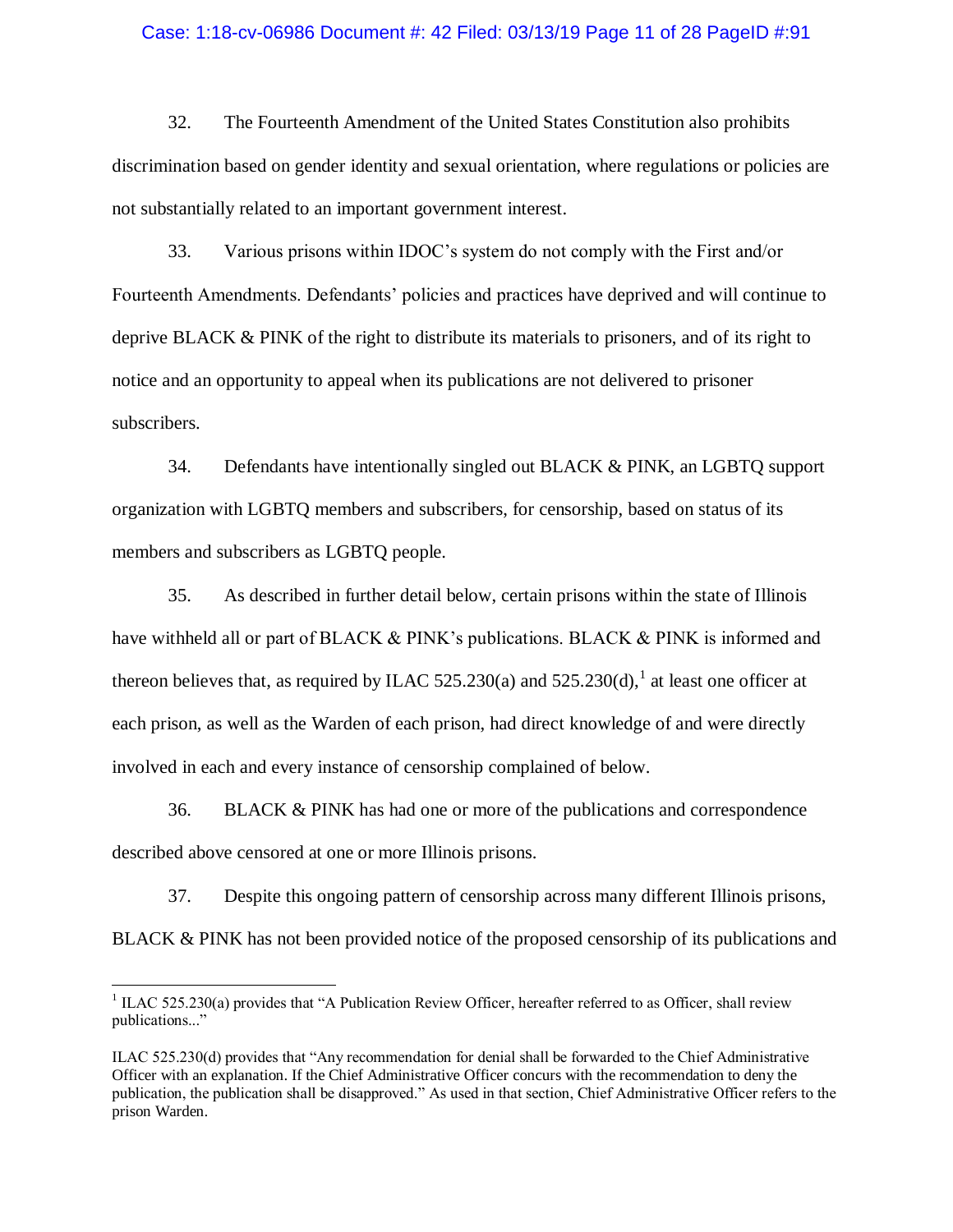32. The Fourteenth Amendment of the United States Constitution also prohibits discrimination based on gender identity and sexual orientation, where regulations or policies are not substantially related to an important government interest.

33. Various prisons within IDOC's system do not comply with the First and/or Fourteenth Amendments. Defendants' policies and practices have deprived and will continue to deprive BLACK & PINK of the right to distribute its materials to prisoners, and of its right to notice and an opportunity to appeal when its publications are not delivered to prisoner subscribers.

34. Defendants have intentionally singled out BLACK & PINK, an LGBTQ support organization with LGBTQ members and subscribers, for censorship, based on status of its members and subscribers as LGBTQ people.

35. As described in further detail below, certain prisons within the state of Illinois have withheld all or part of BLACK & PINK's publications. BLACK & PINK is informed and thereon believes that, as required by ILAC 525.230(a) and 525.230(d),[1] at least one officer at each prison, as well as the Warden of each prison, had direct knowledge of and were directly involved in each and every instance of censorship complained of below.

36. BLACK & PINK has had one or more of the publications and correspondence described above censored at one or more Illinois prisons.

37. Despite this ongoing pattern of censorship across many different Illinois prisons, BLACK & PINK has not been provided notice of the proposed censorship of its publications and

---

[1] ILAC 525.230(a) provides that "A Publication Review Officer, hereafter referred to as Officer, shall review publications..."

ILAC 525.230(d) provides that "Any recommendation for denial shall be forwarded to the Chief Administrative Officer with an explanation. If the Chief Administrative Officer concurs with the recommendation to deny the publication, the publication shall be disapproved." As used in that section, Chief Administrative Officer refers to the prison Warden.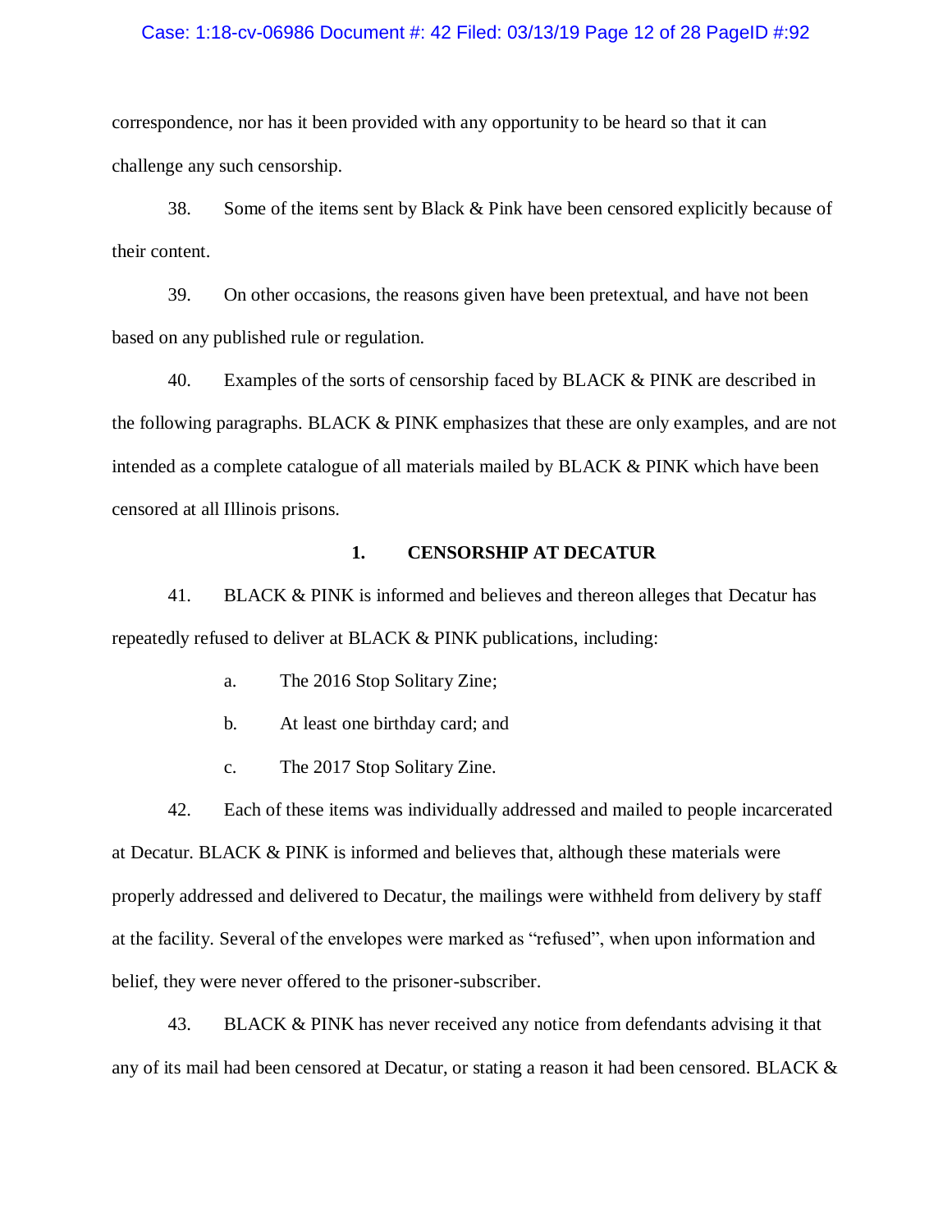correspondence, nor has it been provided with any opportunity to be heard so that it can challenge any such censorship.

38. Some of the items sent by Black & Pink have been censored explicitly because of their content.

39. On other occasions, the reasons given have been pretextual, and have not been based on any published rule or regulation.

40. Examples of the sorts of censorship faced by BLACK & PINK are described in the following paragraphs. BLACK & PINK emphasizes that these are only examples, and are not intended as a complete catalogue of all materials mailed by BLACK & PINK which have been censored at all Illinois prisons.

### 1. CENSORSHIP AT DECATUR

41. BLACK & PINK is informed and believes and thereon alleges that Decatur has repeatedly refused to deliver at BLACK & PINK publications, including:

a. The 2016 Stop Solitary Zine;

b. At least one birthday card; and

c. The 2017 Stop Solitary Zine.

42. Each of these items was individually addressed and mailed to people incarcerated at Decatur. BLACK & PINK is informed and believes that, although these materials were properly addressed and delivered to Decatur, the mailings were withheld from delivery by staff at the facility. Several of the envelopes were marked as "refused", when upon information and belief, they were never offered to the prisoner-subscriber.

43. BLACK & PINK has never received any notice from defendants advising it that any of its mail had been censored at Decatur, or stating a reason it had been censored. BLACK &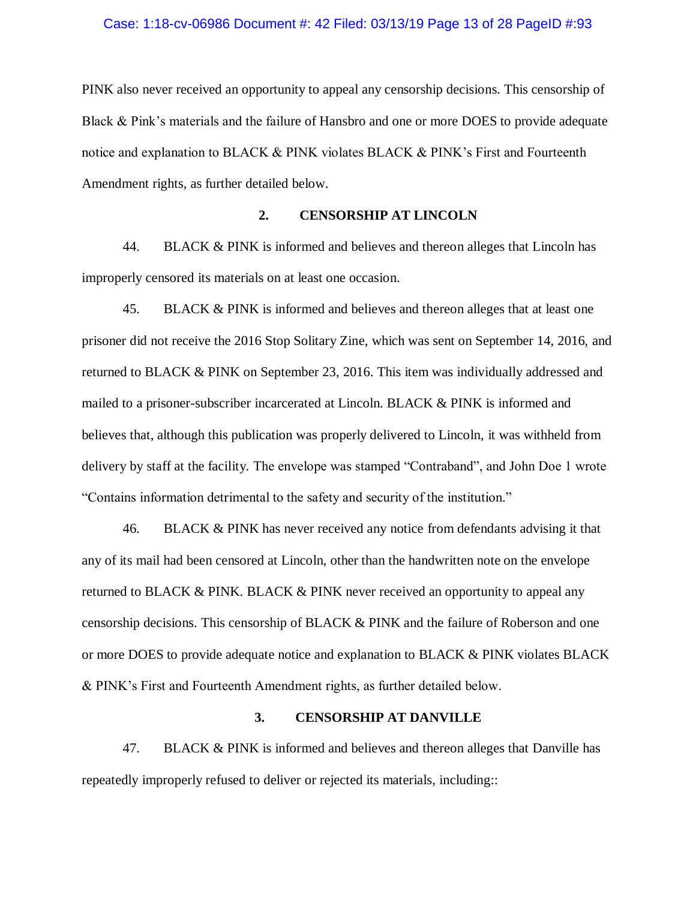PINK also never received an opportunity to appeal any censorship decisions. This censorship of Black & Pink's materials and the failure of Hansbro and one or more DOES to provide adequate notice and explanation to BLACK & PINK violates BLACK & PINK's First and Fourteenth Amendment rights, as further detailed below.

### 2. CENSORSHIP AT LINCOLN

44. BLACK & PINK is informed and believes and thereon alleges that Lincoln has improperly censored its materials on at least one occasion.

45. BLACK & PINK is informed and believes and thereon alleges that at least one prisoner did not receive the 2016 Stop Solitary Zine, which was sent on September 14, 2016, and returned to BLACK & PINK on September 23, 2016. This item was individually addressed and mailed to a prisoner-subscriber incarcerated at Lincoln. BLACK & PINK is informed and believes that, although this publication was properly delivered to Lincoln, it was withheld from delivery by staff at the facility. The envelope was stamped "Contraband", and John Doe 1 wrote "Contains information detrimental to the safety and security of the institution."

46. BLACK & PINK has never received any notice from defendants advising it that any of its mail had been censored at Lincoln, other than the handwritten note on the envelope returned to BLACK & PINK. BLACK & PINK never received an opportunity to appeal any censorship decisions. This censorship of BLACK & PINK and the failure of Roberson and one or more DOES to provide adequate notice and explanation to BLACK & PINK violates BLACK & PINK's First and Fourteenth Amendment rights, as further detailed below.

### 3. CENSORSHIP AT DANVILLE

47. BLACK & PINK is informed and believes and thereon alleges that Danville has repeatedly improperly refused to deliver or rejected its materials, including::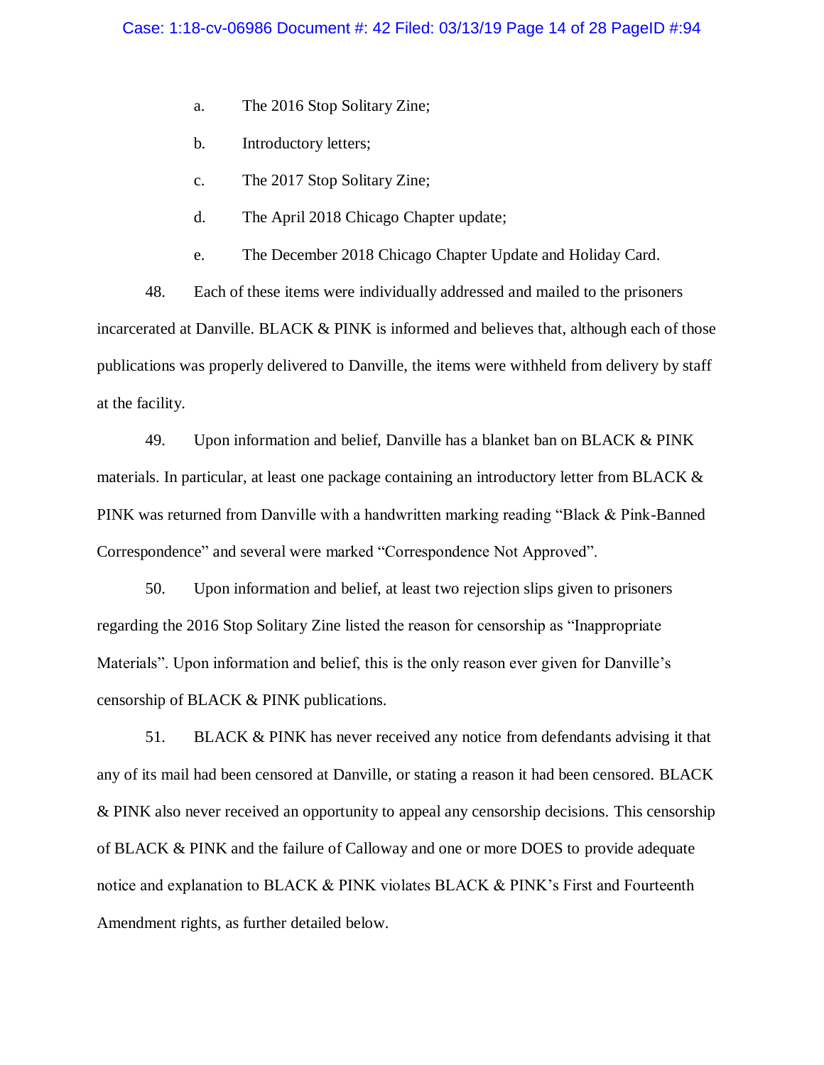a. The 2016 Stop Solitary Zine;

b. Introductory letters;

c. The 2017 Stop Solitary Zine;

d. The April 2018 Chicago Chapter update;

e. The December 2018 Chicago Chapter Update and Holiday Card.

48. Each of these items were individually addressed and mailed to the prisoners incarcerated at Danville. BLACK & PINK is informed and believes that, although each of those publications was properly delivered to Danville, the items were withheld from delivery by staff at the facility.

49. Upon information and belief, Danville has a blanket ban on BLACK & PINK materials. In particular, at least one package containing an introductory letter from BLACK & PINK was returned from Danville with a handwritten marking reading "Black & Pink-Banned Correspondence" and several were marked "Correspondence Not Approved".

50. Upon information and belief, at least two rejection slips given to prisoners regarding the 2016 Stop Solitary Zine listed the reason for censorship as "Inappropriate Materials". Upon information and belief, this is the only reason ever given for Danville's censorship of BLACK & PINK publications.

51. BLACK & PINK has never received any notice from defendants advising it that any of its mail had been censored at Danville, or stating a reason it had been censored. BLACK & PINK also never received an opportunity to appeal any censorship decisions. This censorship of BLACK & PINK and the failure of Calloway and one or more DOES to provide adequate notice and explanation to BLACK & PINK violates BLACK & PINK's First and Fourteenth Amendment rights, as further detailed below.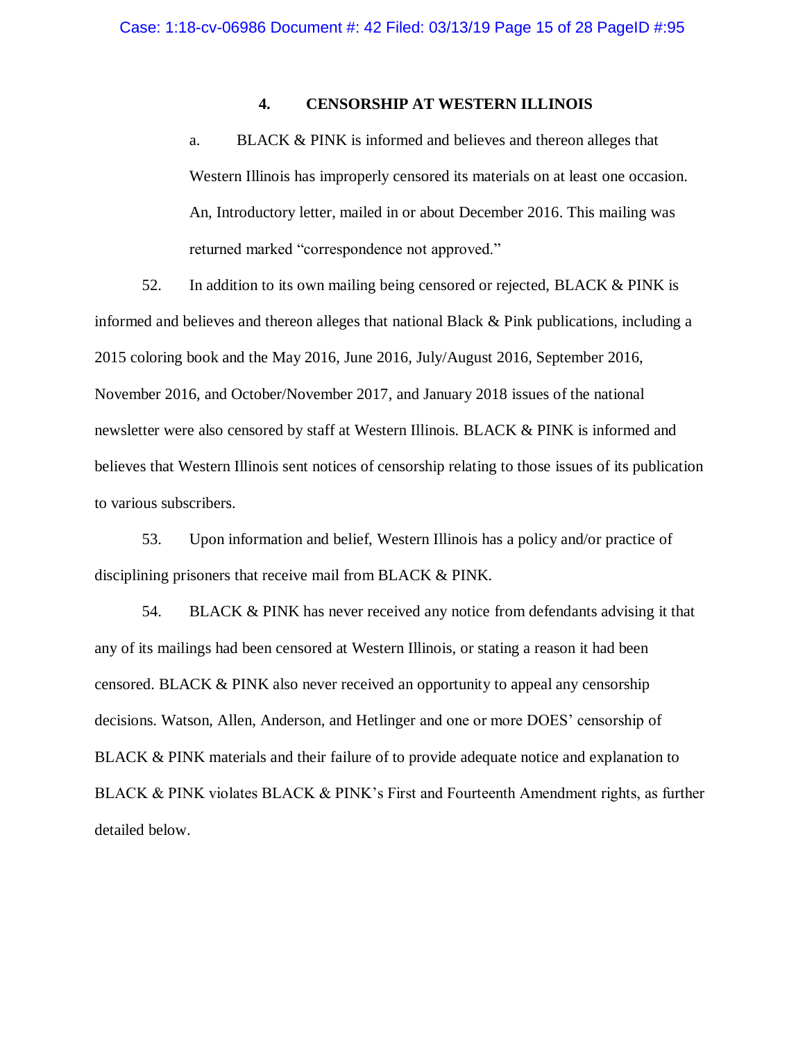### 4. CENSORSHIP AT WESTERN ILLINOIS

a. BLACK & PINK is informed and believes and thereon alleges that Western Illinois has improperly censored its materials on at least one occasion. An, Introductory letter, mailed in or about December 2016. This mailing was returned marked "correspondence not approved."

52. In addition to its own mailing being censored or rejected, BLACK & PINK is informed and believes and thereon alleges that national Black & Pink publications, including a 2015 coloring book and the May 2016, June 2016, July/August 2016, September 2016, November 2016, and October/November 2017, and January 2018 issues of the national newsletter were also censored by staff at Western Illinois. BLACK & PINK is informed and believes that Western Illinois sent notices of censorship relating to those issues of its publication to various subscribers.

53. Upon information and belief, Western Illinois has a policy and/or practice of disciplining prisoners that receive mail from BLACK & PINK.

54. BLACK & PINK has never received any notice from defendants advising it that any of its mailings had been censored at Western Illinois, or stating a reason it had been censored. BLACK & PINK also never received an opportunity to appeal any censorship decisions. Watson, Allen, Anderson, and Hetlinger and one or more DOES' censorship of BLACK & PINK materials and their failure of to provide adequate notice and explanation to BLACK & PINK violates BLACK & PINK's First and Fourteenth Amendment rights, as further detailed below.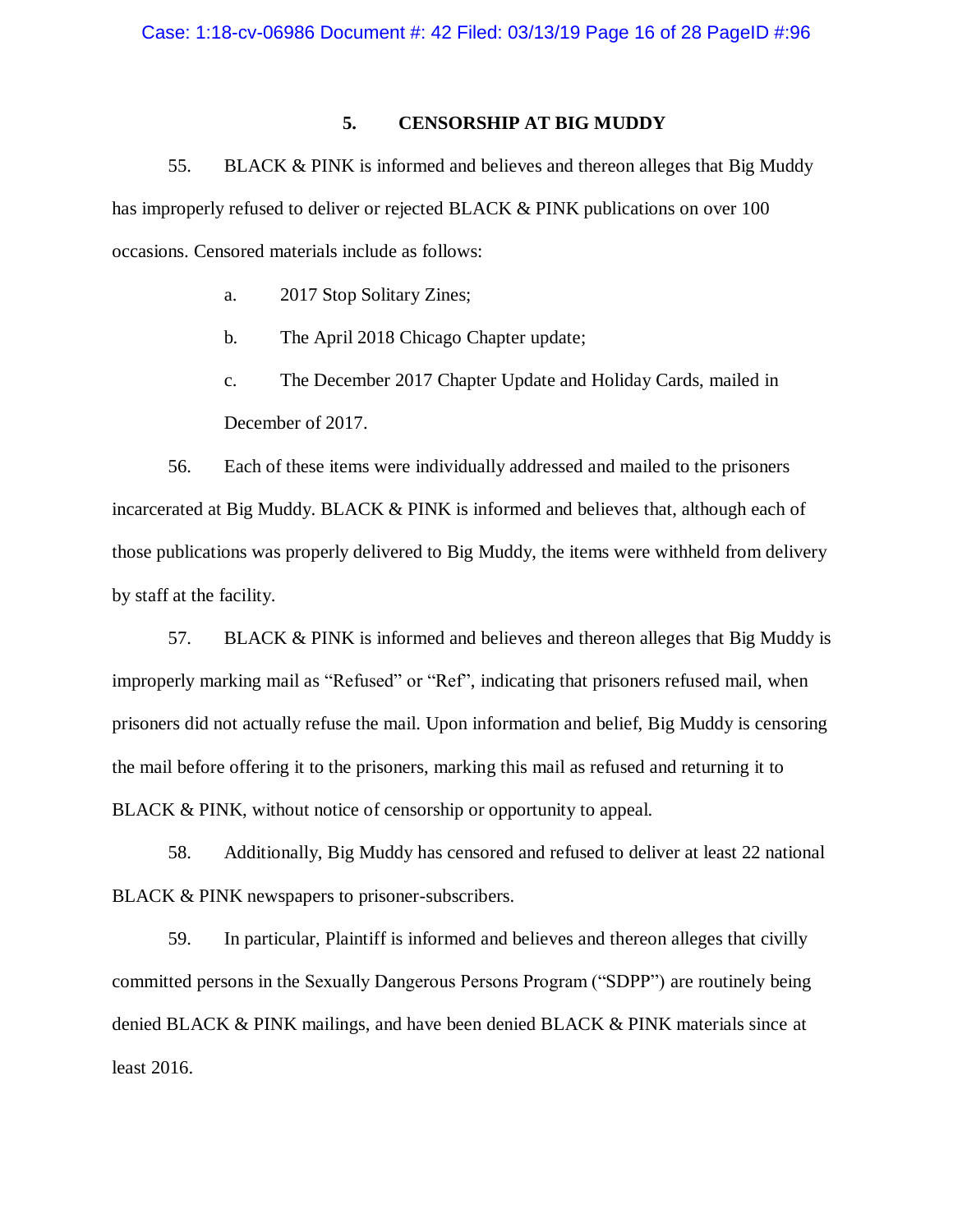### 5. CENSORSHIP AT BIG MUDDY

55. BLACK & PINK is informed and believes and thereon alleges that Big Muddy has improperly refused to deliver or rejected BLACK & PINK publications on over 100 occasions. Censored materials include as follows:

   a. 2017 Stop Solitary Zines;

   b. The April 2018 Chicago Chapter update;

   c. The December 2017 Chapter Update and Holiday Cards, mailed in December of 2017.

56. Each of these items were individually addressed and mailed to the prisoners incarcerated at Big Muddy. BLACK & PINK is informed and believes that, although each of those publications was properly delivered to Big Muddy, the items were withheld from delivery by staff at the facility.

57. BLACK & PINK is informed and believes and thereon alleges that Big Muddy is improperly marking mail as "Refused" or "Ref", indicating that prisoners refused mail, when prisoners did not actually refuse the mail. Upon information and belief, Big Muddy is censoring the mail before offering it to the prisoners, marking this mail as refused and returning it to BLACK & PINK, without notice of censorship or opportunity to appeal.

58. Additionally, Big Muddy has censored and refused to deliver at least 22 national BLACK & PINK newspapers to prisoner-subscribers.

59. In particular, Plaintiff is informed and believes and thereon alleges that civilly committed persons in the Sexually Dangerous Persons Program ("SDPP") are routinely being denied BLACK & PINK mailings, and have been denied BLACK & PINK materials since at least 2016.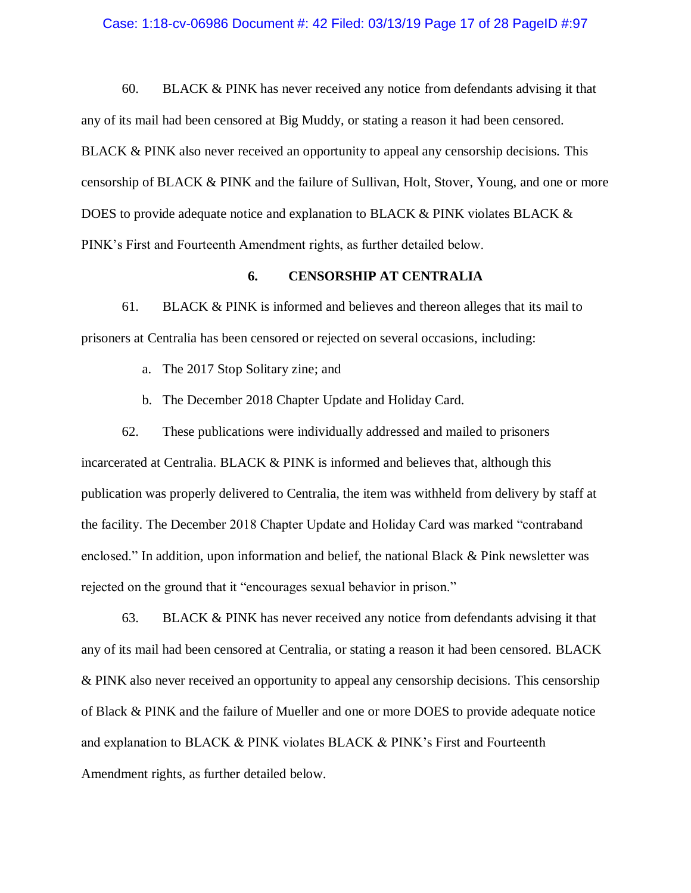60. BLACK & PINK has never received any notice from defendants advising it that any of its mail had been censored at Big Muddy, or stating a reason it had been censored. BLACK & PINK also never received an opportunity to appeal any censorship decisions. This censorship of BLACK & PINK and the failure of Sullivan, Holt, Stover, Young, and one or more DOES to provide adequate notice and explanation to BLACK & PINK violates BLACK & PINK's First and Fourteenth Amendment rights, as further detailed below.

### 6. CENSORSHIP AT CENTRALIA

61. BLACK & PINK is informed and believes and thereon alleges that its mail to prisoners at Centralia has been censored or rejected on several occasions, including:

a. The 2017 Stop Solitary zine; and

b. The December 2018 Chapter Update and Holiday Card.

62. These publications were individually addressed and mailed to prisoners incarcerated at Centralia. BLACK & PINK is informed and believes that, although this publication was properly delivered to Centralia, the item was withheld from delivery by staff at the facility. The December 2018 Chapter Update and Holiday Card was marked "contraband enclosed." In addition, upon information and belief, the national Black & Pink newsletter was rejected on the ground that it "encourages sexual behavior in prison."

63. BLACK & PINK has never received any notice from defendants advising it that any of its mail had been censored at Centralia, or stating a reason it had been censored. BLACK & PINK also never received an opportunity to appeal any censorship decisions. This censorship of Black & PINK and the failure of Mueller and one or more DOES to provide adequate notice and explanation to BLACK & PINK violates BLACK & PINK's First and Fourteenth Amendment rights, as further detailed below.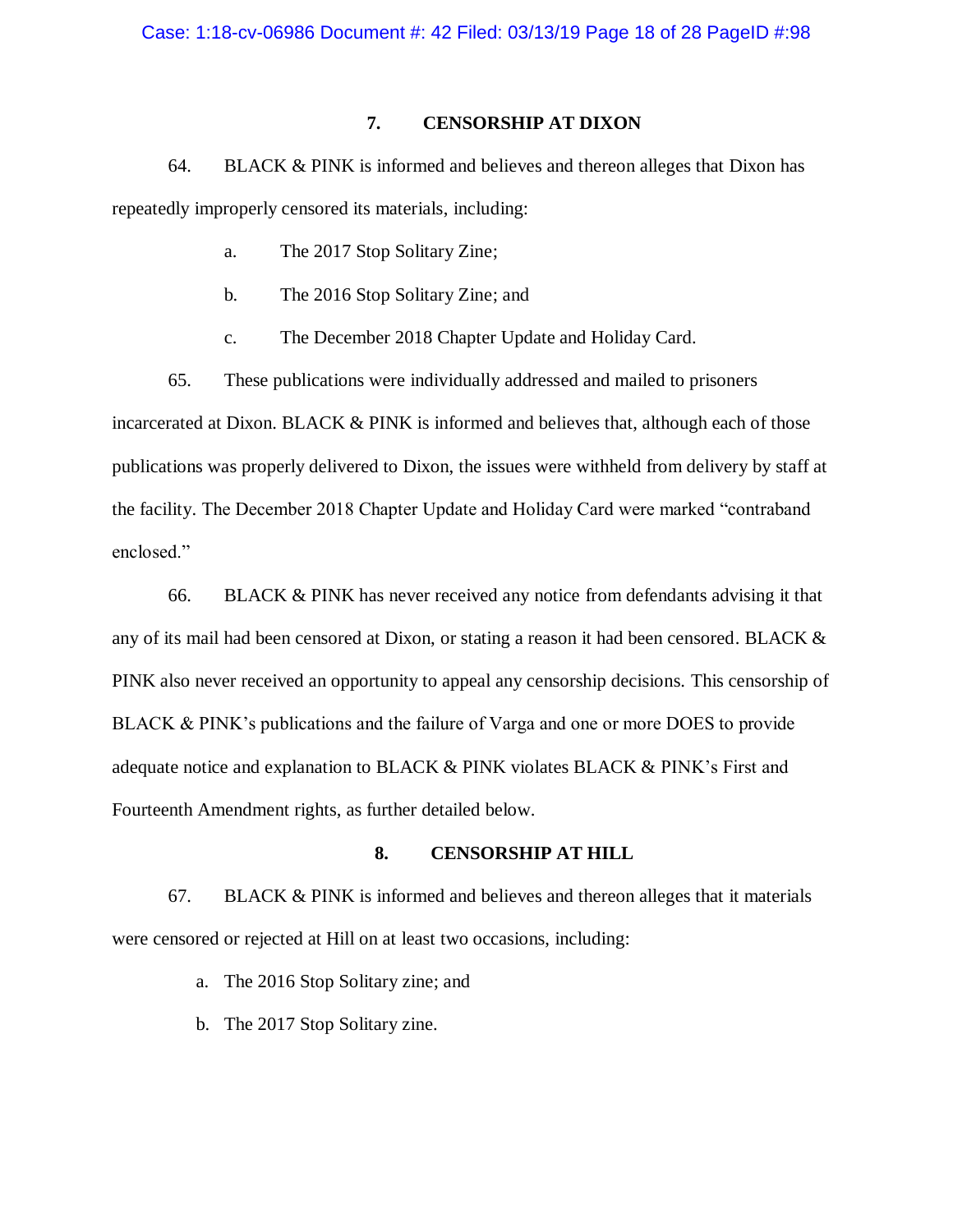### 7. CENSORSHIP AT DIXON

64. BLACK & PINK is informed and believes and thereon alleges that Dixon has repeatedly improperly censored its materials, including:

a. The 2017 Stop Solitary Zine;

b. The 2016 Stop Solitary Zine; and

c. The December 2018 Chapter Update and Holiday Card.

65. These publications were individually addressed and mailed to prisoners incarcerated at Dixon. BLACK & PINK is informed and believes that, although each of those publications was properly delivered to Dixon, the issues were withheld from delivery by staff at the facility. The December 2018 Chapter Update and Holiday Card were marked "contraband enclosed."

66. BLACK & PINK has never received any notice from defendants advising it that any of its mail had been censored at Dixon, or stating a reason it had been censored. BLACK & PINK also never received an opportunity to appeal any censorship decisions. This censorship of BLACK & PINK's publications and the failure of Varga and one or more DOES to provide adequate notice and explanation to BLACK & PINK violates BLACK & PINK's First and Fourteenth Amendment rights, as further detailed below.

### 8. CENSORSHIP AT HILL

67. BLACK & PINK is informed and believes and thereon alleges that it materials were censored or rejected at Hill on at least two occasions, including:

a. The 2016 Stop Solitary zine; and

b. The 2017 Stop Solitary zine.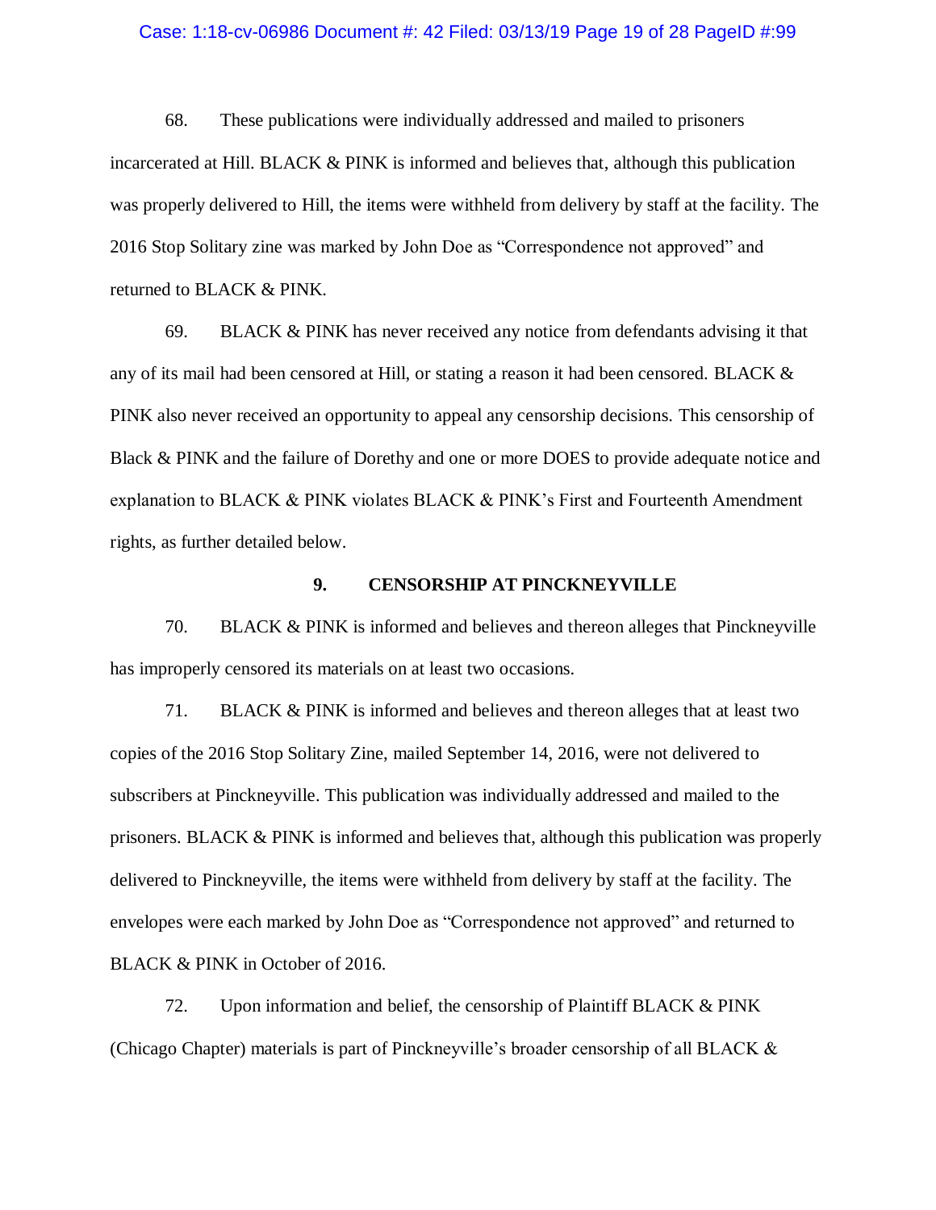68. These publications were individually addressed and mailed to prisoners incarcerated at Hill. BLACK & PINK is informed and believes that, although this publication was properly delivered to Hill, the items were withheld from delivery by staff at the facility. The 2016 Stop Solitary zine was marked by John Doe as "Correspondence not approved" and returned to BLACK & PINK.

69. BLACK & PINK has never received any notice from defendants advising it that any of its mail had been censored at Hill, or stating a reason it had been censored. BLACK & PINK also never received an opportunity to appeal any censorship decisions. This censorship of Black & PINK and the failure of Dorethy and one or more DOES to provide adequate notice and explanation to BLACK & PINK violates BLACK & PINK's First and Fourteenth Amendment rights, as further detailed below.

### 9. CENSORSHIP AT PINCKNEYVILLE

70. BLACK & PINK is informed and believes and thereon alleges that Pinckneyville has improperly censored its materials on at least two occasions.

71. BLACK & PINK is informed and believes and thereon alleges that at least two copies of the 2016 Stop Solitary Zine, mailed September 14, 2016, were not delivered to subscribers at Pinckneyville. This publication was individually addressed and mailed to the prisoners. BLACK & PINK is informed and believes that, although this publication was properly delivered to Pinckneyville, the items were withheld from delivery by staff at the facility. The envelopes were each marked by John Doe as "Correspondence not approved" and returned to BLACK & PINK in October of 2016.

72. Upon information and belief, the censorship of Plaintiff BLACK & PINK (Chicago Chapter) materials is part of Pinckneyville's broader censorship of all BLACK &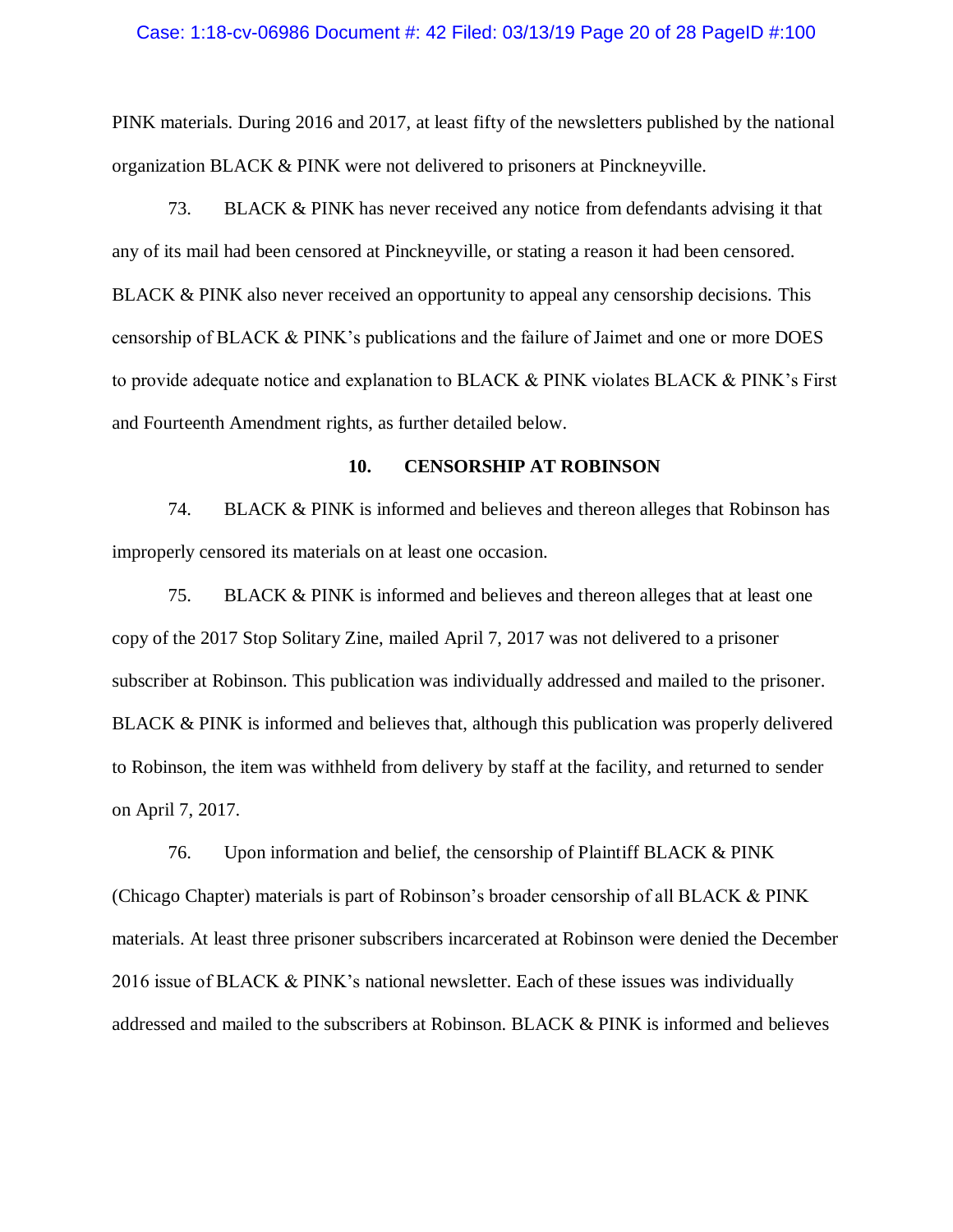PINK materials. During 2016 and 2017, at least fifty of the newsletters published by the national organization BLACK & PINK were not delivered to prisoners at Pinckneyville.

73. BLACK & PINK has never received any notice from defendants advising it that any of its mail had been censored at Pinckneyville, or stating a reason it had been censored. BLACK & PINK also never received an opportunity to appeal any censorship decisions. This censorship of BLACK & PINK's publications and the failure of Jaimet and one or more DOES to provide adequate notice and explanation to BLACK & PINK violates BLACK & PINK's First and Fourteenth Amendment rights, as further detailed below.

### 10. CENSORSHIP AT ROBINSON

74. BLACK & PINK is informed and believes and thereon alleges that Robinson has improperly censored its materials on at least one occasion.

75. BLACK & PINK is informed and believes and thereon alleges that at least one copy of the 2017 Stop Solitary Zine, mailed April 7, 2017 was not delivered to a prisoner subscriber at Robinson. This publication was individually addressed and mailed to the prisoner. BLACK & PINK is informed and believes that, although this publication was properly delivered to Robinson, the item was withheld from delivery by staff at the facility, and returned to sender on April 7, 2017.

76. Upon information and belief, the censorship of Plaintiff BLACK & PINK (Chicago Chapter) materials is part of Robinson's broader censorship of all BLACK & PINK materials. At least three prisoner subscribers incarcerated at Robinson were denied the December 2016 issue of BLACK & PINK's national newsletter. Each of these issues was individually addressed and mailed to the subscribers at Robinson. BLACK & PINK is informed and believes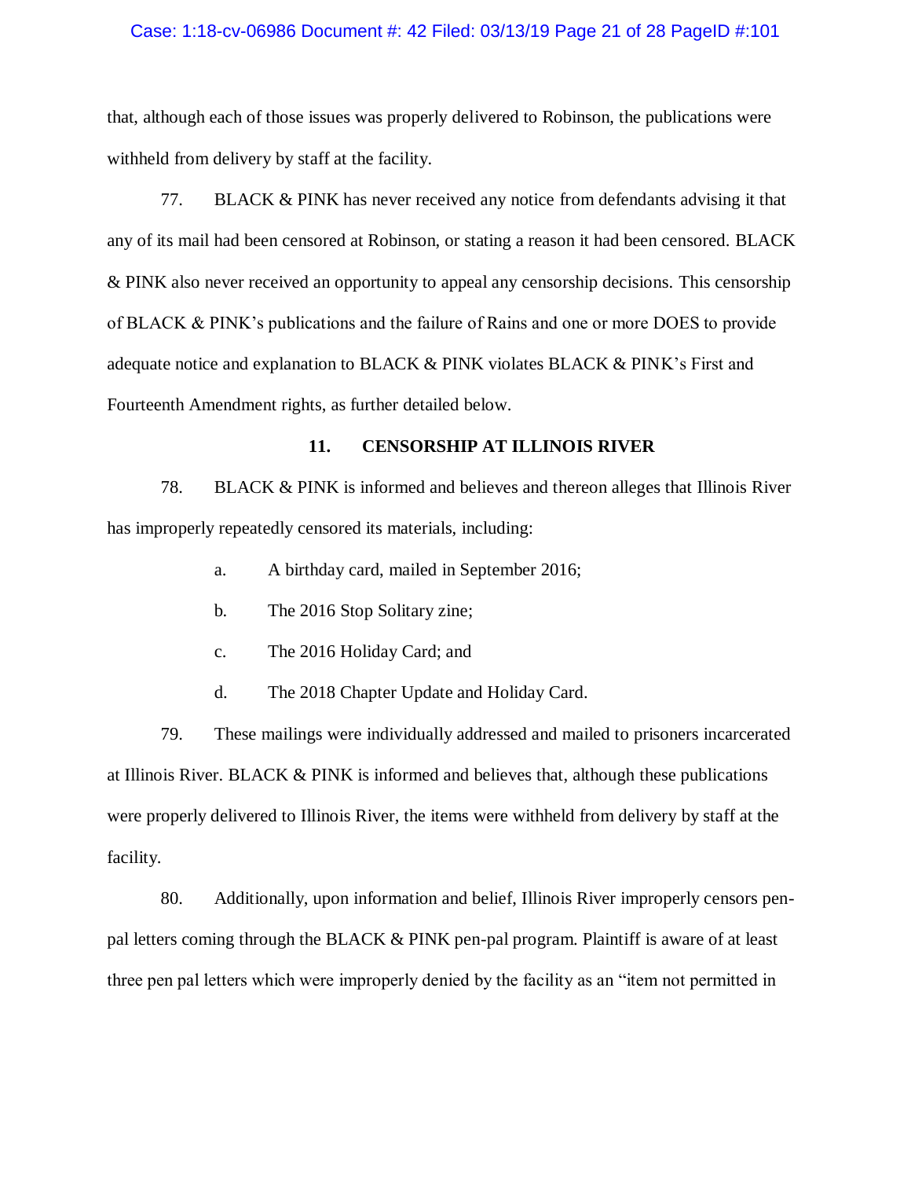that, although each of those issues was properly delivered to Robinson, the publications were withheld from delivery by staff at the facility.

77. BLACK & PINK has never received any notice from defendants advising it that any of its mail had been censored at Robinson, or stating a reason it had been censored. BLACK & PINK also never received an opportunity to appeal any censorship decisions. This censorship of BLACK & PINK's publications and the failure of Rains and one or more DOES to provide adequate notice and explanation to BLACK & PINK violates BLACK & PINK's First and Fourteenth Amendment rights, as further detailed below.

### 11. CENSORSHIP AT ILLINOIS RIVER

78. BLACK & PINK is informed and believes and thereon alleges that Illinois River has improperly repeatedly censored its materials, including:

a. A birthday card, mailed in September 2016;

b. The 2016 Stop Solitary zine;

c. The 2016 Holiday Card; and

d. The 2018 Chapter Update and Holiday Card.

79. These mailings were individually addressed and mailed to prisoners incarcerated at Illinois River. BLACK & PINK is informed and believes that, although these publications were properly delivered to Illinois River, the items were withheld from delivery by staff at the facility.

80. Additionally, upon information and belief, Illinois River improperly censors pen-pal letters coming through the BLACK & PINK pen-pal program. Plaintiff is aware of at least three pen pal letters which were improperly denied by the facility as an "item not permitted in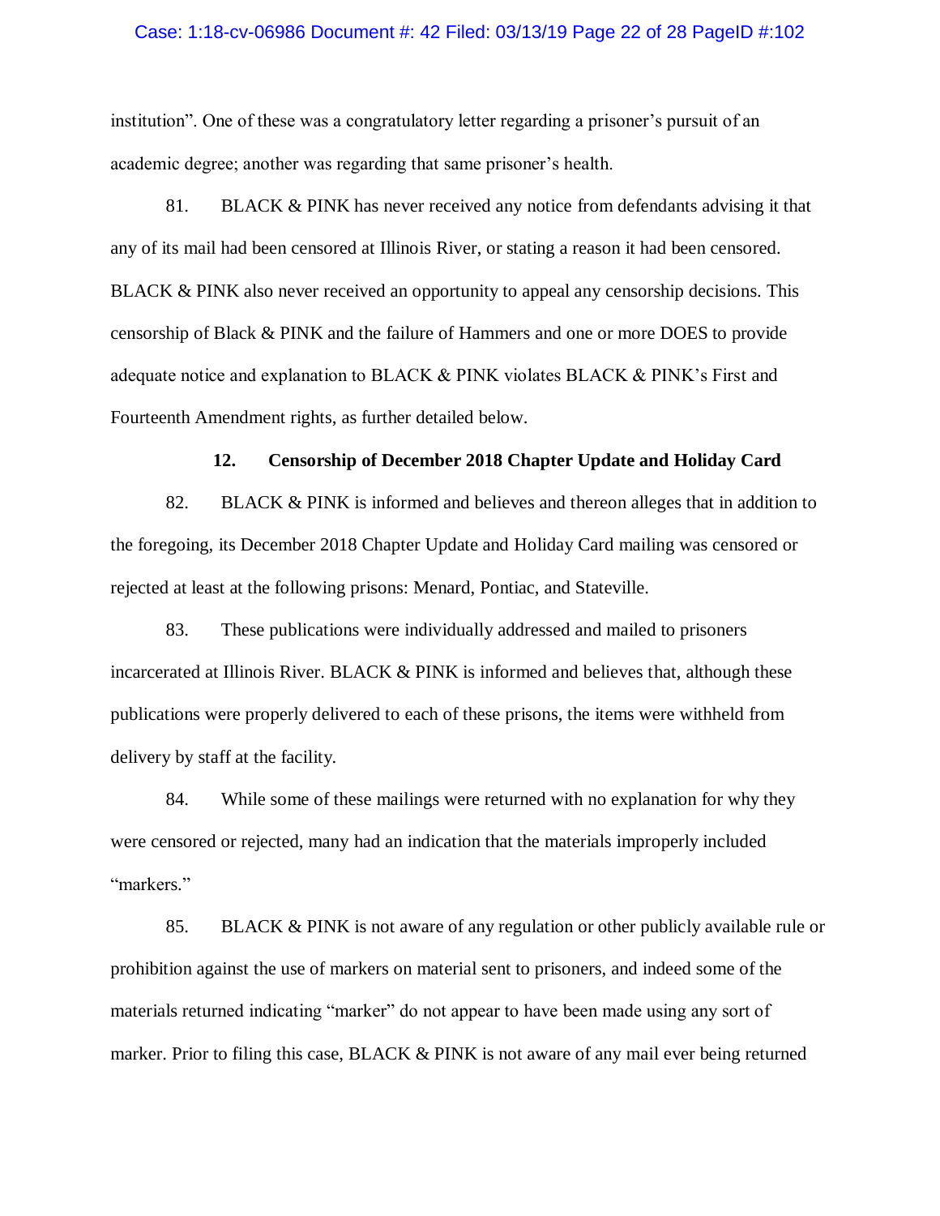institution". One of these was a congratulatory letter regarding a prisoner's pursuit of an academic degree; another was regarding that same prisoner's health.

81. BLACK & PINK has never received any notice from defendants advising it that any of its mail had been censored at Illinois River, or stating a reason it had been censored. BLACK & PINK also never received an opportunity to appeal any censorship decisions. This censorship of Black & PINK and the failure of Hammers and one or more DOES to provide adequate notice and explanation to BLACK & PINK violates BLACK & PINK's First and Fourteenth Amendment rights, as further detailed below.

### 12. Censorship of December 2018 Chapter Update and Holiday Card

82. BLACK & PINK is informed and believes and thereon alleges that in addition to the foregoing, its December 2018 Chapter Update and Holiday Card mailing was censored or rejected at least at the following prisons: Menard, Pontiac, and Stateville.

83. These publications were individually addressed and mailed to prisoners incarcerated at Illinois River. BLACK & PINK is informed and believes that, although these publications were properly delivered to each of these prisons, the items were withheld from delivery by staff at the facility.

84. While some of these mailings were returned with no explanation for why they were censored or rejected, many had an indication that the materials improperly included "markers."

85. BLACK & PINK is not aware of any regulation or other publicly available rule or prohibition against the use of markers on material sent to prisoners, and indeed some of the materials returned indicating "marker" do not appear to have been made using any sort of marker. Prior to filing this case, BLACK & PINK is not aware of any mail ever being returned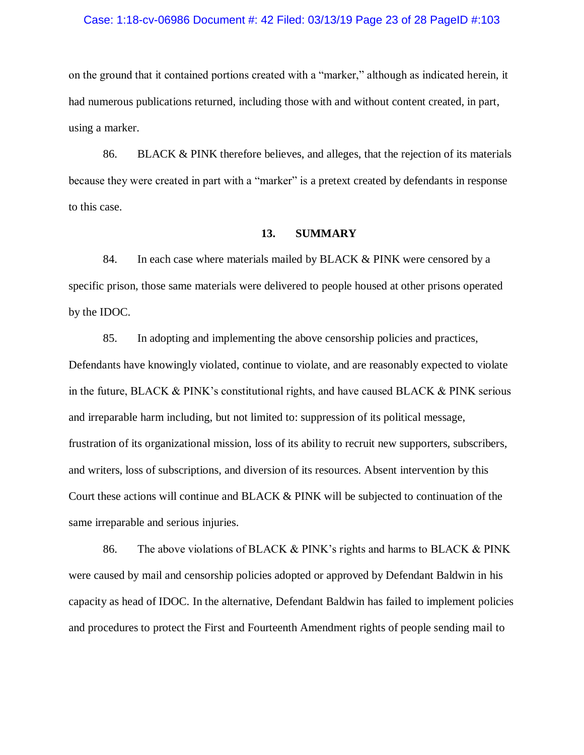on the ground that it contained portions created with a "marker," although as indicated herein, it had numerous publications returned, including those with and without content created, in part, using a marker.

86. BLACK & PINK therefore believes, and alleges, that the rejection of its materials because they were created in part with a "marker" is a pretext created by defendants in response to this case.

## 13. SUMMARY

84. In each case where materials mailed by BLACK & PINK were censored by a specific prison, those same materials were delivered to people housed at other prisons operated by the IDOC.

85. In adopting and implementing the above censorship policies and practices, Defendants have knowingly violated, continue to violate, and are reasonably expected to violate in the future, BLACK & PINK's constitutional rights, and have caused BLACK & PINK serious and irreparable harm including, but not limited to: suppression of its political message, frustration of its organizational mission, loss of its ability to recruit new supporters, subscribers, and writers, loss of subscriptions, and diversion of its resources. Absent intervention by this Court these actions will continue and BLACK & PINK will be subjected to continuation of the same irreparable and serious injuries.

86. The above violations of BLACK & PINK's rights and harms to BLACK & PINK were caused by mail and censorship policies adopted or approved by Defendant Baldwin in his capacity as head of IDOC. In the alternative, Defendant Baldwin has failed to implement policies and procedures to protect the First and Fourteenth Amendment rights of people sending mail to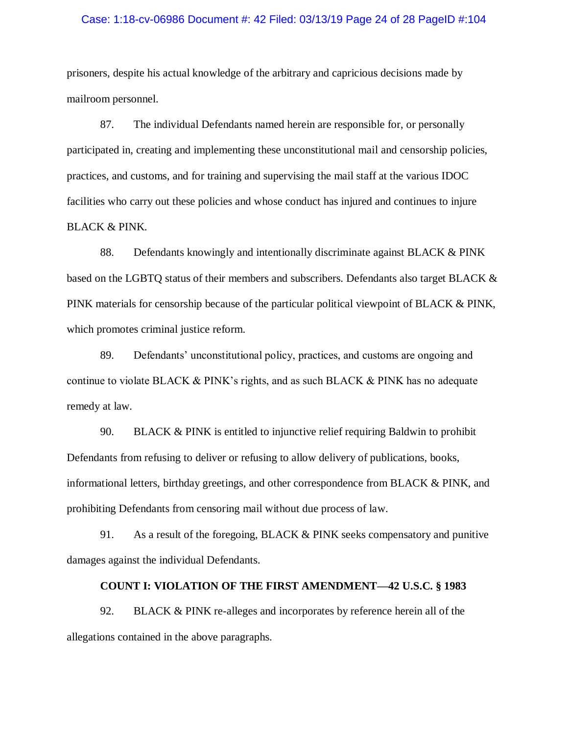prisoners, despite his actual knowledge of the arbitrary and capricious decisions made by mailroom personnel.

87. The individual Defendants named herein are responsible for, or personally participated in, creating and implementing these unconstitutional mail and censorship policies, practices, and customs, and for training and supervising the mail staff at the various IDOC facilities who carry out these policies and whose conduct has injured and continues to injure BLACK & PINK.

88. Defendants knowingly and intentionally discriminate against BLACK & PINK based on the LGBTQ status of their members and subscribers. Defendants also target BLACK & PINK materials for censorship because of the particular political viewpoint of BLACK & PINK, which promotes criminal justice reform.

89. Defendants' unconstitutional policy, practices, and customs are ongoing and continue to violate BLACK & PINK's rights, and as such BLACK & PINK has no adequate remedy at law.

90. BLACK & PINK is entitled to injunctive relief requiring Baldwin to prohibit Defendants from refusing to deliver or refusing to allow delivery of publications, books, informational letters, birthday greetings, and other correspondence from BLACK & PINK, and prohibiting Defendants from censoring mail without due process of law.

91. As a result of the foregoing, BLACK & PINK seeks compensatory and punitive damages against the individual Defendants.

## COUNT I: VIOLATION OF THE FIRST AMENDMENT—42 U.S.C. § 1983

92. BLACK & PINK re-alleges and incorporates by reference herein all of the allegations contained in the above paragraphs.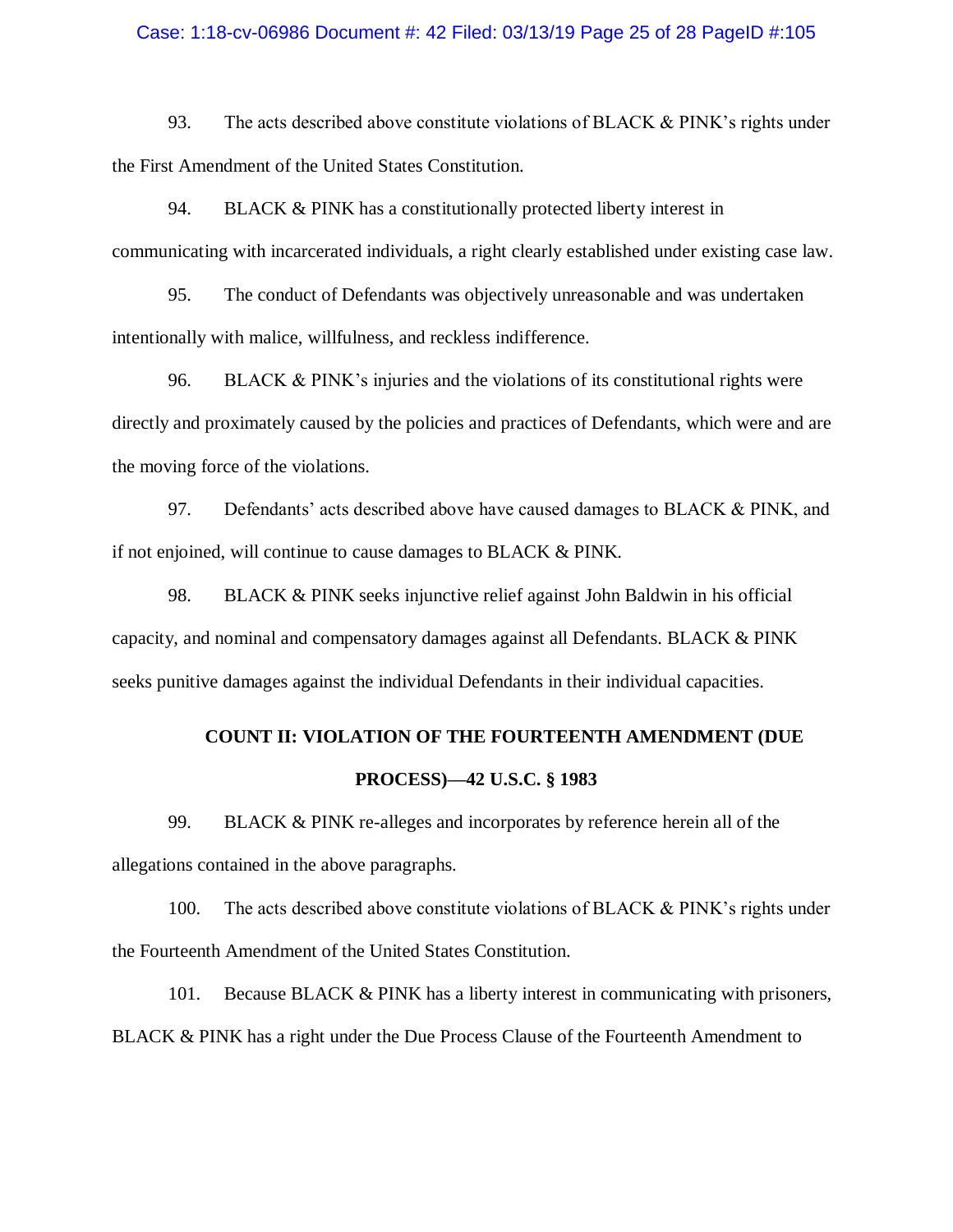93. The acts described above constitute violations of BLACK & PINK's rights under the First Amendment of the United States Constitution.

94. BLACK & PINK has a constitutionally protected liberty interest in communicating with incarcerated individuals, a right clearly established under existing case law.

95. The conduct of Defendants was objectively unreasonable and was undertaken intentionally with malice, willfulness, and reckless indifference.

96. BLACK & PINK's injuries and the violations of its constitutional rights were directly and proximately caused by the policies and practices of Defendants, which were and are the moving force of the violations.

97. Defendants' acts described above have caused damages to BLACK & PINK, and if not enjoined, will continue to cause damages to BLACK & PINK.

98. BLACK & PINK seeks injunctive relief against John Baldwin in his official capacity, and nominal and compensatory damages against all Defendants. BLACK & PINK seeks punitive damages against the individual Defendants in their individual capacities.

## COUNT II: VIOLATION OF THE FOURTEENTH AMENDMENT (DUE PROCESS)—42 U.S.C. § 1983

99. BLACK & PINK re-alleges and incorporates by reference herein all of the allegations contained in the above paragraphs.

100. The acts described above constitute violations of BLACK & PINK's rights under the Fourteenth Amendment of the United States Constitution.

101. Because BLACK & PINK has a liberty interest in communicating with prisoners, BLACK & PINK has a right under the Due Process Clause of the Fourteenth Amendment to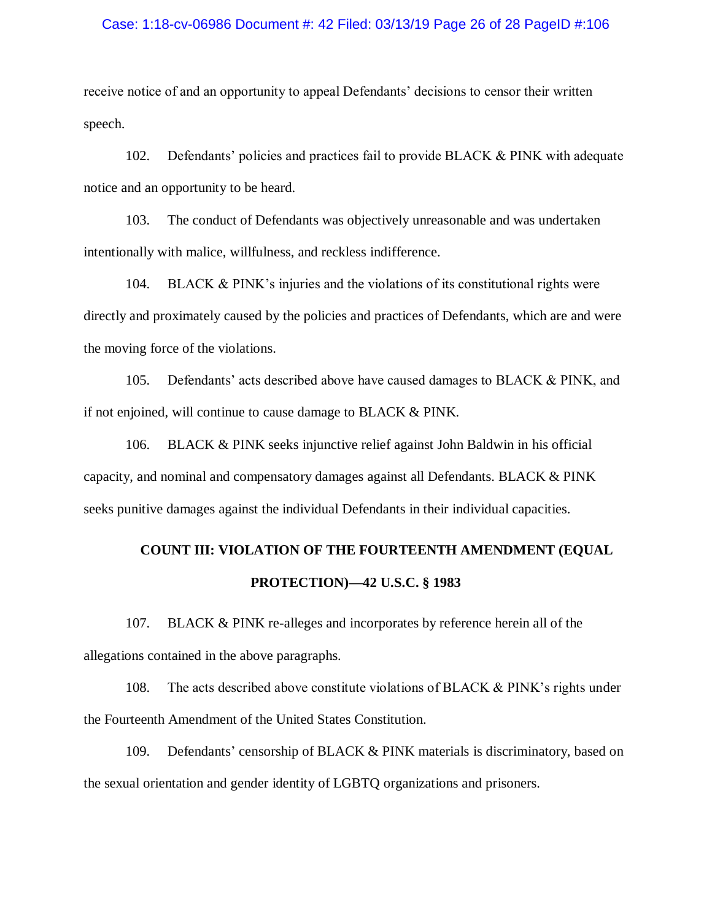receive notice of and an opportunity to appeal Defendants' decisions to censor their written speech.

102. Defendants' policies and practices fail to provide BLACK & PINK with adequate notice and an opportunity to be heard.

103. The conduct of Defendants was objectively unreasonable and was undertaken intentionally with malice, willfulness, and reckless indifference.

104. BLACK & PINK's injuries and the violations of its constitutional rights were directly and proximately caused by the policies and practices of Defendants, which are and were the moving force of the violations.

105. Defendants' acts described above have caused damages to BLACK & PINK, and if not enjoined, will continue to cause damage to BLACK & PINK.

106. BLACK & PINK seeks injunctive relief against John Baldwin in his official capacity, and nominal and compensatory damages against all Defendants. BLACK & PINK seeks punitive damages against the individual Defendants in their individual capacities.

## COUNT III: VIOLATION OF THE FOURTEENTH AMENDMENT (EQUAL PROTECTION)—42 U.S.C. § 1983

107. BLACK & PINK re-alleges and incorporates by reference herein all of the allegations contained in the above paragraphs.

108. The acts described above constitute violations of BLACK & PINK's rights under the Fourteenth Amendment of the United States Constitution.

109. Defendants' censorship of BLACK & PINK materials is discriminatory, based on the sexual orientation and gender identity of LGBTQ organizations and prisoners.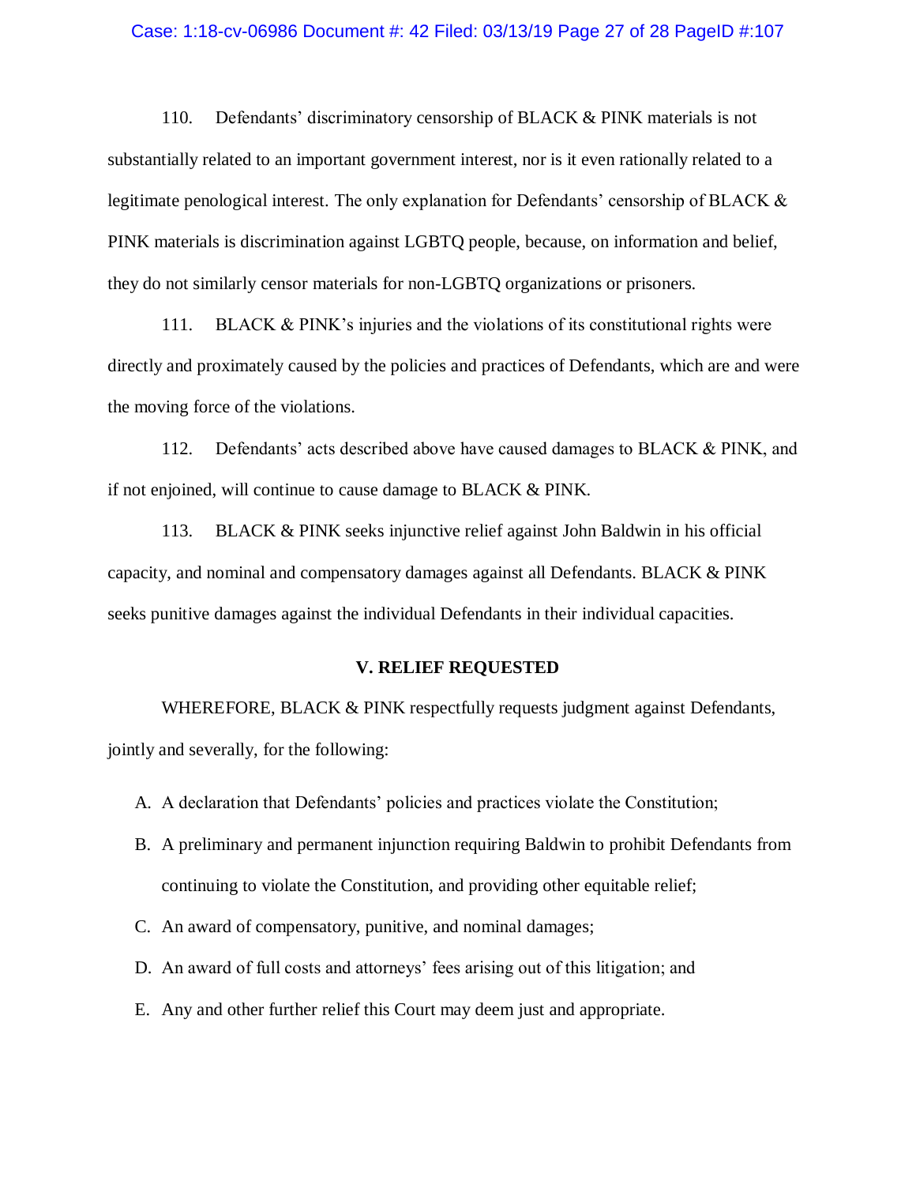110. Defendants' discriminatory censorship of BLACK & PINK materials is not substantially related to an important government interest, nor is it even rationally related to a legitimate penological interest. The only explanation for Defendants' censorship of BLACK & PINK materials is discrimination against LGBTQ people, because, on information and belief, they do not similarly censor materials for non-LGBTQ organizations or prisoners.

111. BLACK & PINK's injuries and the violations of its constitutional rights were directly and proximately caused by the policies and practices of Defendants, which are and were the moving force of the violations.

112. Defendants' acts described above have caused damages to BLACK & PINK, and if not enjoined, will continue to cause damage to BLACK & PINK.

113. BLACK & PINK seeks injunctive relief against John Baldwin in his official capacity, and nominal and compensatory damages against all Defendants. BLACK & PINK seeks punitive damages against the individual Defendants in their individual capacities.

## V. RELIEF REQUESTED

WHEREFORE, BLACK & PINK respectfully requests judgment against Defendants, jointly and severally, for the following:

A. A declaration that Defendants' policies and practices violate the Constitution;

B. A preliminary and permanent injunction requiring Baldwin to prohibit Defendants from continuing to violate the Constitution, and providing other equitable relief;

C. An award of compensatory, punitive, and nominal damages;

D. An award of full costs and attorneys' fees arising out of this litigation; and

E. Any and other further relief this Court may deem just and appropriate.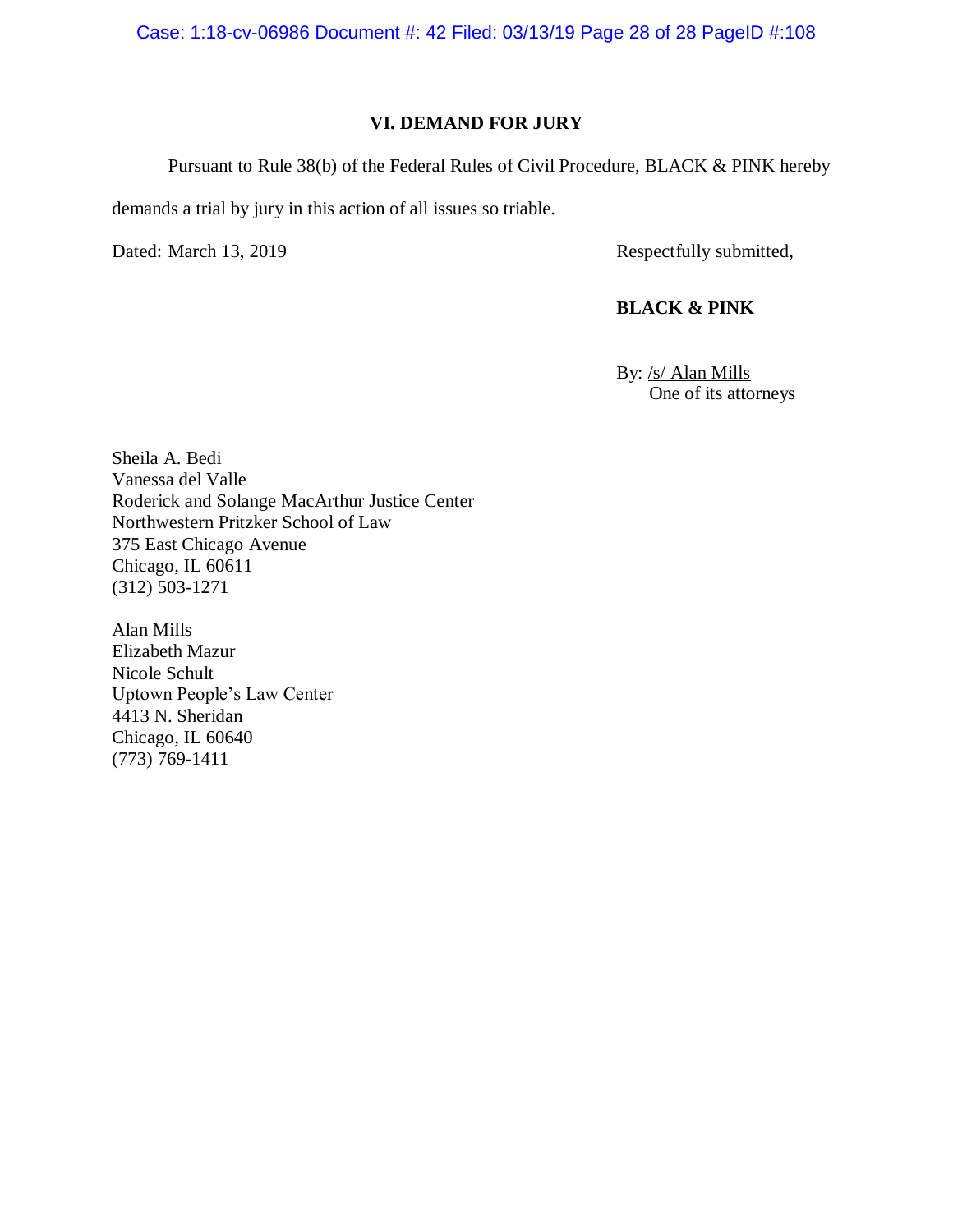## VI. DEMAND FOR JURY

Pursuant to Rule 38(b) of the Federal Rules of Civil Procedure, BLACK & PINK hereby demands a trial by jury in this action of all issues so triable.

Dated: March 13, 2019

Respectfully submitted,

**BLACK & PINK**

By: /s/ Alan Mills
One of its attorneys

Sheila A. Bedi
Vanessa del Valle
Roderick and Solange MacArthur Justice Center
Northwestern Pritzker School of Law
375 East Chicago Avenue
Chicago, IL 60611
(312) 503-1271

Alan Mills
Elizabeth Mazur
Nicole Schult
Uptown People's Law Center
4413 N. Sheridan
Chicago, IL 60640
(773) 769-1411